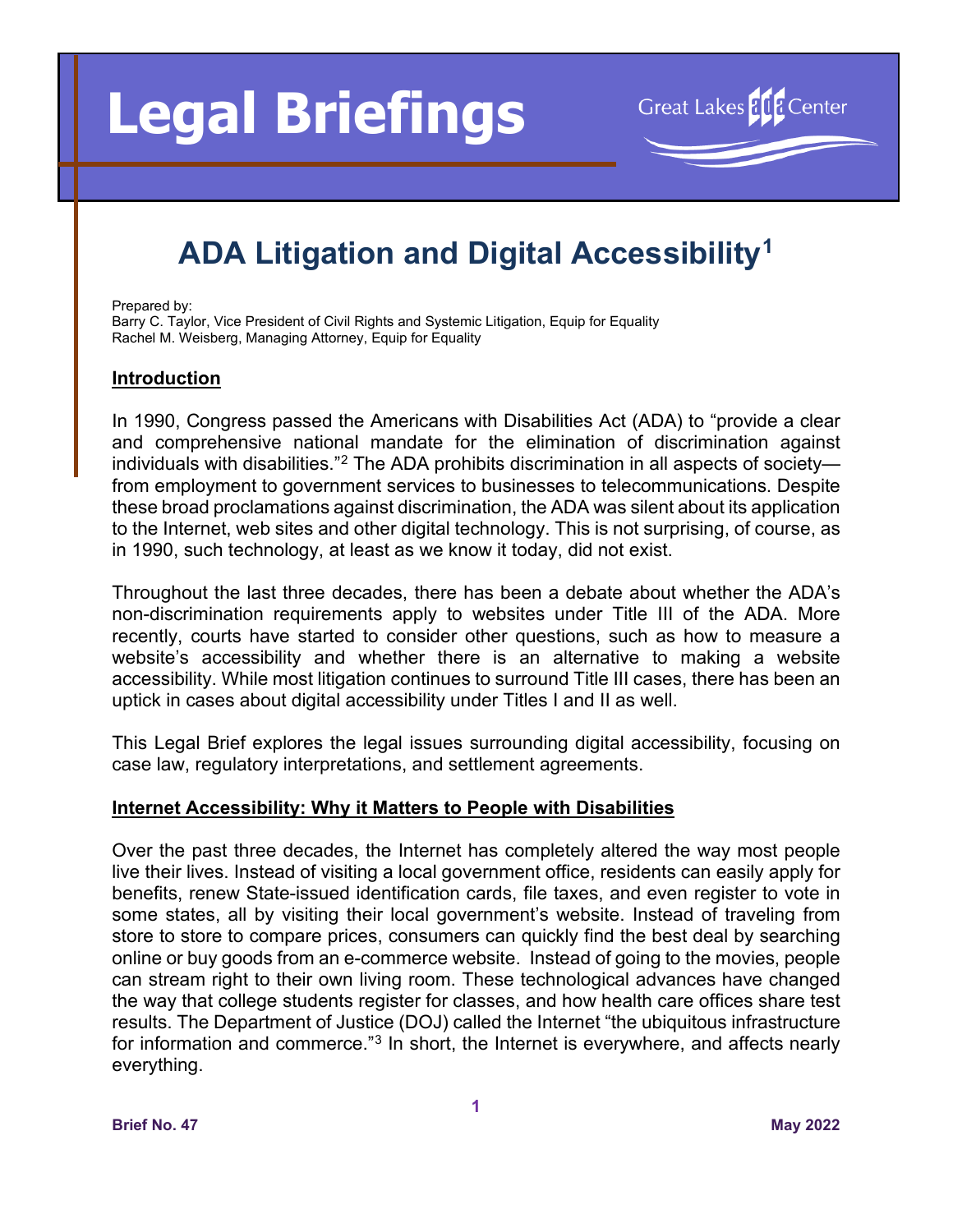# Legal Briefings

Great Lakes ADA Center

## ADA Litigation and Digital Accessibility[1]

Prepared by:
Barry C. Taylor, Vice President of Civil Rights and Systemic Litigation, Equip for Equality
Rachel M. Weisberg, Managing Attorney, Equip for Equality

### Introduction

In 1990, Congress passed the Americans with Disabilities Act (ADA) to "provide a clear and comprehensive national mandate for the elimination of discrimination against individuals with disabilities."[2] The ADA prohibits discrimination in all aspects of society—from employment to government services to businesses to telecommunications. Despite these broad proclamations against discrimination, the ADA was silent about its application to the Internet, web sites and other digital technology. This is not surprising, of course, as in 1990, such technology, at least as we know it today, did not exist.

Throughout the last three decades, there has been a debate about whether the ADA's non-discrimination requirements apply to websites under Title III of the ADA. More recently, courts have started to consider other questions, such as how to measure a website's accessibility and whether there is an alternative to making a website accessibility. While most litigation continues to surround Title III cases, there has been an uptick in cases about digital accessibility under Titles I and II as well.

This Legal Brief explores the legal issues surrounding digital accessibility, focusing on case law, regulatory interpretations, and settlement agreements.

### Internet Accessibility: Why it Matters to People with Disabilities

Over the past three decades, the Internet has completely altered the way most people live their lives. Instead of visiting a local government office, residents can easily apply for benefits, renew State-issued identification cards, file taxes, and even register to vote in some states, all by visiting their local government's website. Instead of traveling from store to store to compare prices, consumers can quickly find the best deal by searching online or buy goods from an e-commerce website. Instead of going to the movies, people can stream right to their own living room. These technological advances have changed the way that college students register for classes, and how health care offices share test results. The Department of Justice (DOJ) called the Internet "the ubiquitous infrastructure for information and commerce."[3] In short, the Internet is everywhere, and affects nearly everything.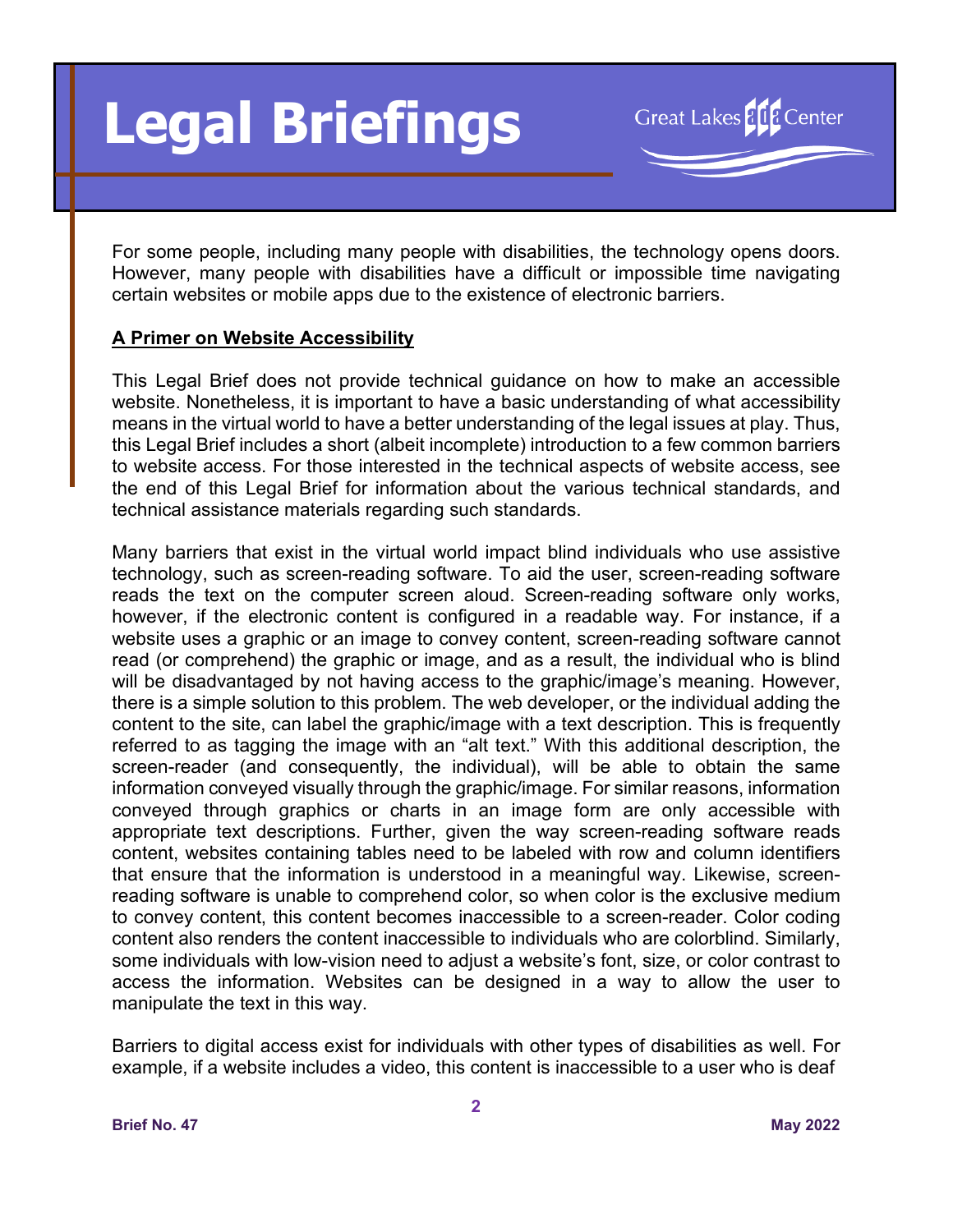For some people, including many people with disabilities, the technology opens doors. However, many people with disabilities have a difficult or impossible time navigating certain websites or mobile apps due to the existence of electronic barriers.

**A Primer on Website Accessibility**

This Legal Brief does not provide technical guidance on how to make an accessible website. Nonetheless, it is important to have a basic understanding of what accessibility means in the virtual world to have a better understanding of the legal issues at play. Thus, this Legal Brief includes a short (albeit incomplete) introduction to a few common barriers to website access. For those interested in the technical aspects of website access, see the end of this Legal Brief for information about the various technical standards, and technical assistance materials regarding such standards.

Many barriers that exist in the virtual world impact blind individuals who use assistive technology, such as screen-reading software. To aid the user, screen-reading software reads the text on the computer screen aloud. Screen-reading software only works, however, if the electronic content is configured in a readable way. For instance, if a website uses a graphic or an image to convey content, screen-reading software cannot read (or comprehend) the graphic or image, and as a result, the individual who is blind will be disadvantaged by not having access to the graphic/image's meaning. However, there is a simple solution to this problem. The web developer, or the individual adding the content to the site, can label the graphic/image with a text description. This is frequently referred to as tagging the image with an "alt text." With this additional description, the screen-reader (and consequently, the individual), will be able to obtain the same information conveyed visually through the graphic/image. For similar reasons, information conveyed through graphics or charts in an image form are only accessible with appropriate text descriptions. Further, given the way screen-reading software reads content, websites containing tables need to be labeled with row and column identifiers that ensure that the information is understood in a meaningful way. Likewise, screen-reading software is unable to comprehend color, so when color is the exclusive medium to convey content, this content becomes inaccessible to a screen-reader. Color coding content also renders the content inaccessible to individuals who are colorblind. Similarly, some individuals with low-vision need to adjust a website's font, size, or color contrast to access the information. Websites can be designed in a way to allow the user to manipulate the text in this way.

Barriers to digital access exist for individuals with other types of disabilities as well. For example, if a website includes a video, this content is inaccessible to a user who is deaf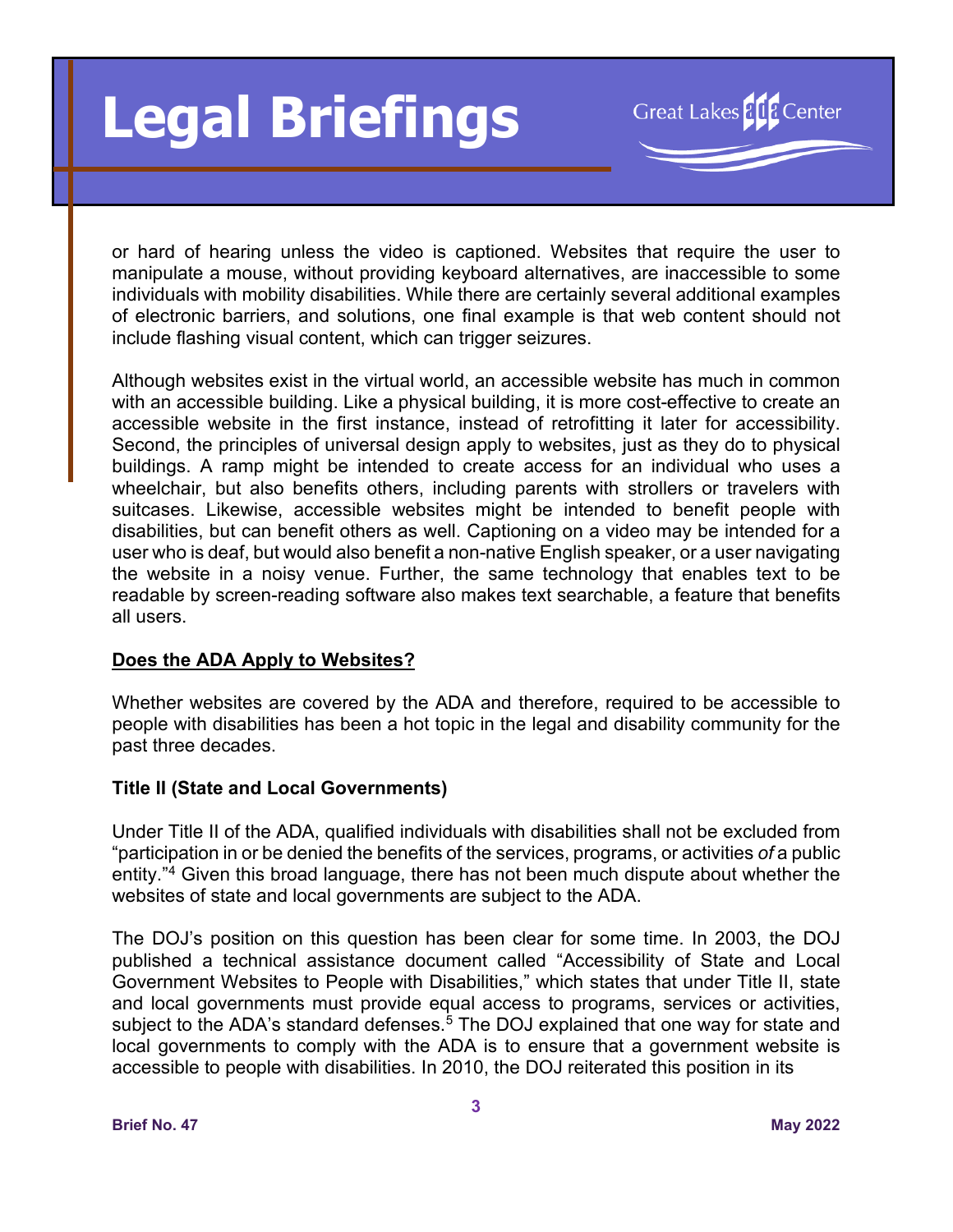or hard of hearing unless the video is captioned. Websites that require the user to manipulate a mouse, without providing keyboard alternatives, are inaccessible to some individuals with mobility disabilities. While there are certainly several additional examples of electronic barriers, and solutions, one final example is that web content should not include flashing visual content, which can trigger seizures.

Although websites exist in the virtual world, an accessible website has much in common with an accessible building. Like a physical building, it is more cost-effective to create an accessible website in the first instance, instead of retrofitting it later for accessibility. Second, the principles of universal design apply to websites, just as they do to physical buildings. A ramp might be intended to create access for an individual who uses a wheelchair, but also benefits others, including parents with strollers or travelers with suitcases. Likewise, accessible websites might be intended to benefit people with disabilities, but can benefit others as well. Captioning on a video may be intended for a user who is deaf, but would also benefit a non-native English speaker, or a user navigating the website in a noisy venue. Further, the same technology that enables text to be readable by screen-reading software also makes text searchable, a feature that benefits all users.

## Does the ADA Apply to Websites?

Whether websites are covered by the ADA and therefore, required to be accessible to people with disabilities has been a hot topic in the legal and disability community for the past three decades.

### Title II (State and Local Governments)

Under Title II of the ADA, qualified individuals with disabilities shall not be excluded from "participation in or be denied the benefits of the services, programs, or activities *of* a public entity."[4] Given this broad language, there has not been much dispute about whether the websites of state and local governments are subject to the ADA.

The DOJ's position on this question has been clear for some time. In 2003, the DOJ published a technical assistance document called "Accessibility of State and Local Government Websites to People with Disabilities," which states that under Title II, state and local governments must provide equal access to programs, services or activities, subject to the ADA's standard defenses.[5] The DOJ explained that one way for state and local governments to comply with the ADA is to ensure that a government website is accessible to people with disabilities. In 2010, the DOJ reiterated this position in its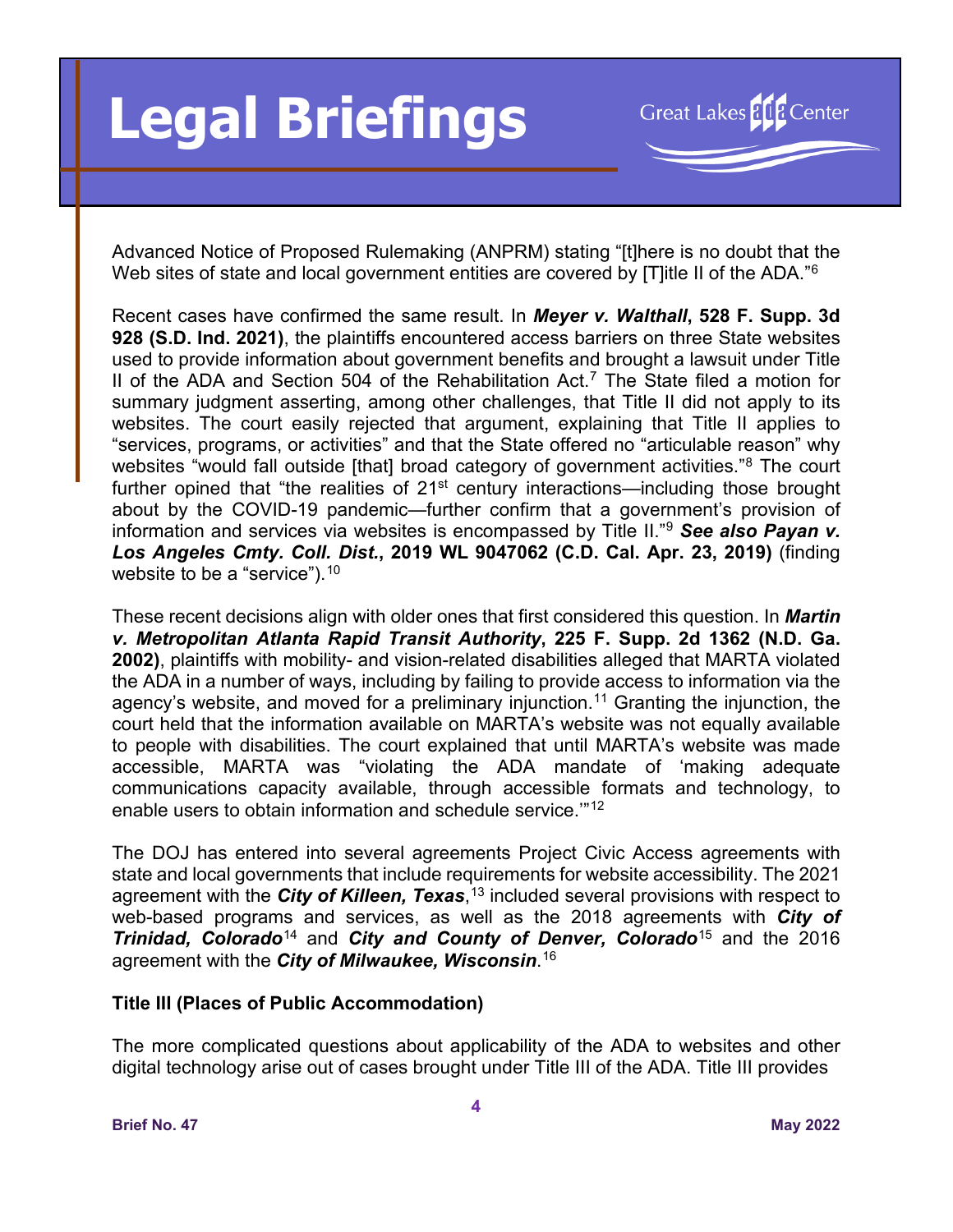Advanced Notice of Proposed Rulemaking (ANPRM) stating "[t]here is no doubt that the Web sites of state and local government entities are covered by [T]itle II of the ADA."[6]

Recent cases have confirmed the same result. In ***Meyer v. Walthall*, 528 F. Supp. 3d 928 (S.D. Ind. 2021)**, the plaintiffs encountered access barriers on three State websites used to provide information about government benefits and brought a lawsuit under Title II of the ADA and Section 504 of the Rehabilitation Act.[7] The State filed a motion for summary judgment asserting, among other challenges, that Title II did not apply to its websites. The court easily rejected that argument, explaining that Title II applies to "services, programs, or activities" and that the State offered no "articulable reason" why websites "would fall outside [that] broad category of government activities."[8] The court further opined that "the realities of 21st century interactions—including those brought about by the COVID-19 pandemic—further confirm that a government's provision of information and services via websites is encompassed by Title II."[9] ***See also Payan v. Los Angeles Cmty. Coll. Dist.*, 2019 WL 9047062 (C.D. Cal. Apr. 23, 2019)** (finding website to be a "service").[10]

These recent decisions align with older ones that first considered this question. In ***Martin v. Metropolitan Atlanta Rapid Transit Authority*, 225 F. Supp. 2d 1362 (N.D. Ga. 2002)**, plaintiffs with mobility- and vision-related disabilities alleged that MARTA violated the ADA in a number of ways, including by failing to provide access to information via the agency's website, and moved for a preliminary injunction.[11] Granting the injunction, the court held that the information available on MARTA's website was not equally available to people with disabilities. The court explained that until MARTA's website was made accessible, MARTA was "violating the ADA mandate of 'making adequate communications capacity available, through accessible formats and technology, to enable users to obtain information and schedule service.'"[12]

The DOJ has entered into several agreements Project Civic Access agreements with state and local governments that include requirements for website accessibility. The 2021 agreement with the ***City of Killeen, Texas***,[13] included several provisions with respect to web-based programs and services, as well as the 2018 agreements with ***City of Trinidad, Colorado***[14] and ***City and County of Denver, Colorado***[15] and the 2016 agreement with the ***City of Milwaukee, Wisconsin***.[16]

**Title III (Places of Public Accommodation)**

The more complicated questions about applicability of the ADA to websites and other digital technology arise out of cases brought under Title III of the ADA. Title III provides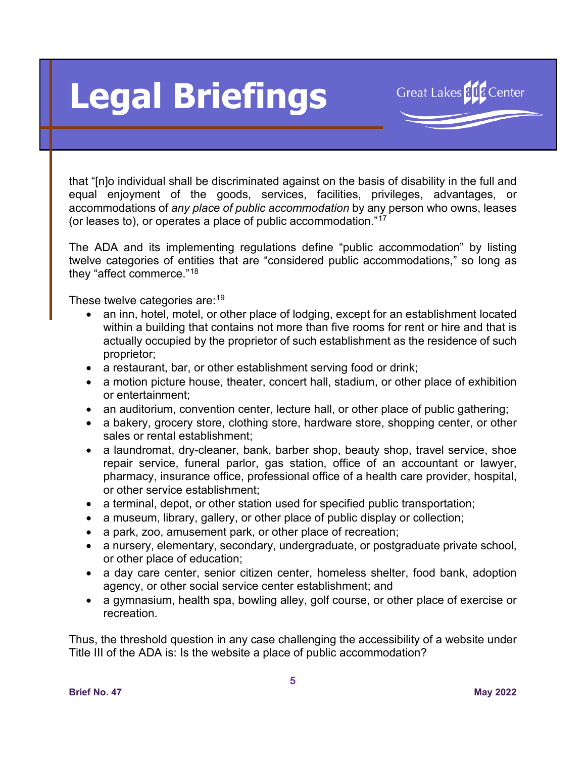that "[n]o individual shall be discriminated against on the basis of disability in the full and equal enjoyment of the goods, services, facilities, privileges, advantages, or accommodations of *any place of public accommodation* by any person who owns, leases (or leases to), or operates a place of public accommodation."[17]

The ADA and its implementing regulations define "public accommodation" by listing twelve categories of entities that are "considered public accommodations," so long as they "affect commerce."[18]

These twelve categories are:[19]

- an inn, hotel, motel, or other place of lodging, except for an establishment located within a building that contains not more than five rooms for rent or hire and that is actually occupied by the proprietor of such establishment as the residence of such proprietor;
- a restaurant, bar, or other establishment serving food or drink;
- a motion picture house, theater, concert hall, stadium, or other place of exhibition or entertainment;
- an auditorium, convention center, lecture hall, or other place of public gathering;
- a bakery, grocery store, clothing store, hardware store, shopping center, or other sales or rental establishment;
- a laundromat, dry-cleaner, bank, barber shop, beauty shop, travel service, shoe repair service, funeral parlor, gas station, office of an accountant or lawyer, pharmacy, insurance office, professional office of a health care provider, hospital, or other service establishment;
- a terminal, depot, or other station used for specified public transportation;
- a museum, library, gallery, or other place of public display or collection;
- a park, zoo, amusement park, or other place of recreation;
- a nursery, elementary, secondary, undergraduate, or postgraduate private school, or other place of education;
- a day care center, senior citizen center, homeless shelter, food bank, adoption agency, or other social service center establishment; and
- a gymnasium, health spa, bowling alley, golf course, or other place of exercise or recreation.

Thus, the threshold question in any case challenging the accessibility of a website under Title III of the ADA is: Is the website a place of public accommodation?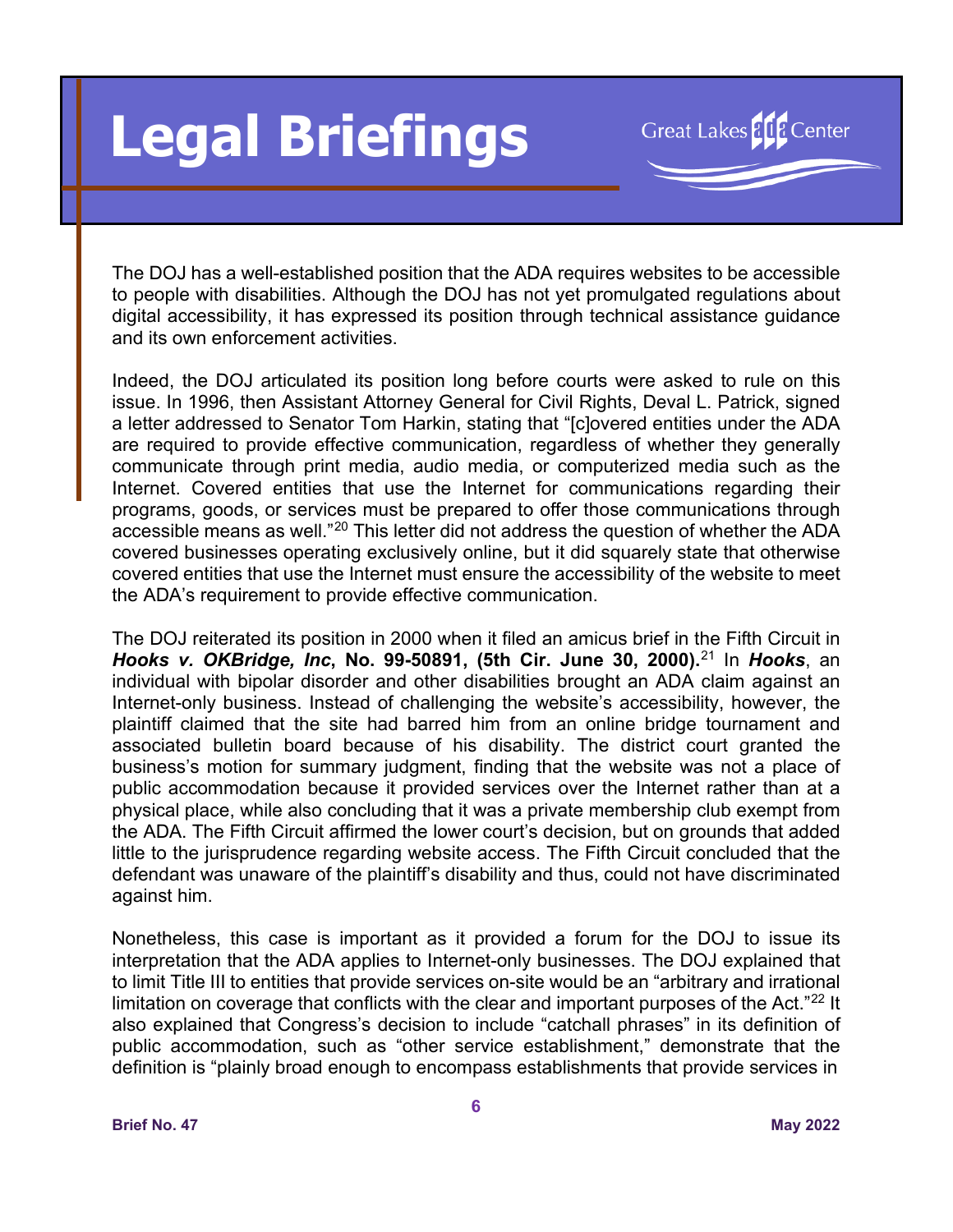The DOJ has a well-established position that the ADA requires websites to be accessible to people with disabilities. Although the DOJ has not yet promulgated regulations about digital accessibility, it has expressed its position through technical assistance guidance and its own enforcement activities.

Indeed, the DOJ articulated its position long before courts were asked to rule on this issue. In 1996, then Assistant Attorney General for Civil Rights, Deval L. Patrick, signed a letter addressed to Senator Tom Harkin, stating that "[c]overed entities under the ADA are required to provide effective communication, regardless of whether they generally communicate through print media, audio media, or computerized media such as the Internet. Covered entities that use the Internet for communications regarding their programs, goods, or services must be prepared to offer those communications through accessible means as well."[20] This letter did not address the question of whether the ADA covered businesses operating exclusively online, but it did squarely state that otherwise covered entities that use the Internet must ensure the accessibility of the website to meet the ADA's requirement to provide effective communication.

The DOJ reiterated its position in 2000 when it filed an amicus brief in the Fifth Circuit in ***Hooks v. OKBridge, Inc*, No. 99-50891, (5th Cir. June 30, 2000).**[21] In ***Hooks***, an individual with bipolar disorder and other disabilities brought an ADA claim against an Internet-only business. Instead of challenging the website's accessibility, however, the plaintiff claimed that the site had barred him from an online bridge tournament and associated bulletin board because of his disability. The district court granted the business's motion for summary judgment, finding that the website was not a place of public accommodation because it provided services over the Internet rather than at a physical place, while also concluding that it was a private membership club exempt from the ADA. The Fifth Circuit affirmed the lower court's decision, but on grounds that added little to the jurisprudence regarding website access. The Fifth Circuit concluded that the defendant was unaware of the plaintiff's disability and thus, could not have discriminated against him.

Nonetheless, this case is important as it provided a forum for the DOJ to issue its interpretation that the ADA applies to Internet-only businesses. The DOJ explained that to limit Title III to entities that provide services on-site would be an "arbitrary and irrational limitation on coverage that conflicts with the clear and important purposes of the Act."[22] It also explained that Congress's decision to include "catchall phrases" in its definition of public accommodation, such as "other service establishment," demonstrate that the definition is "plainly broad enough to encompass establishments that provide services in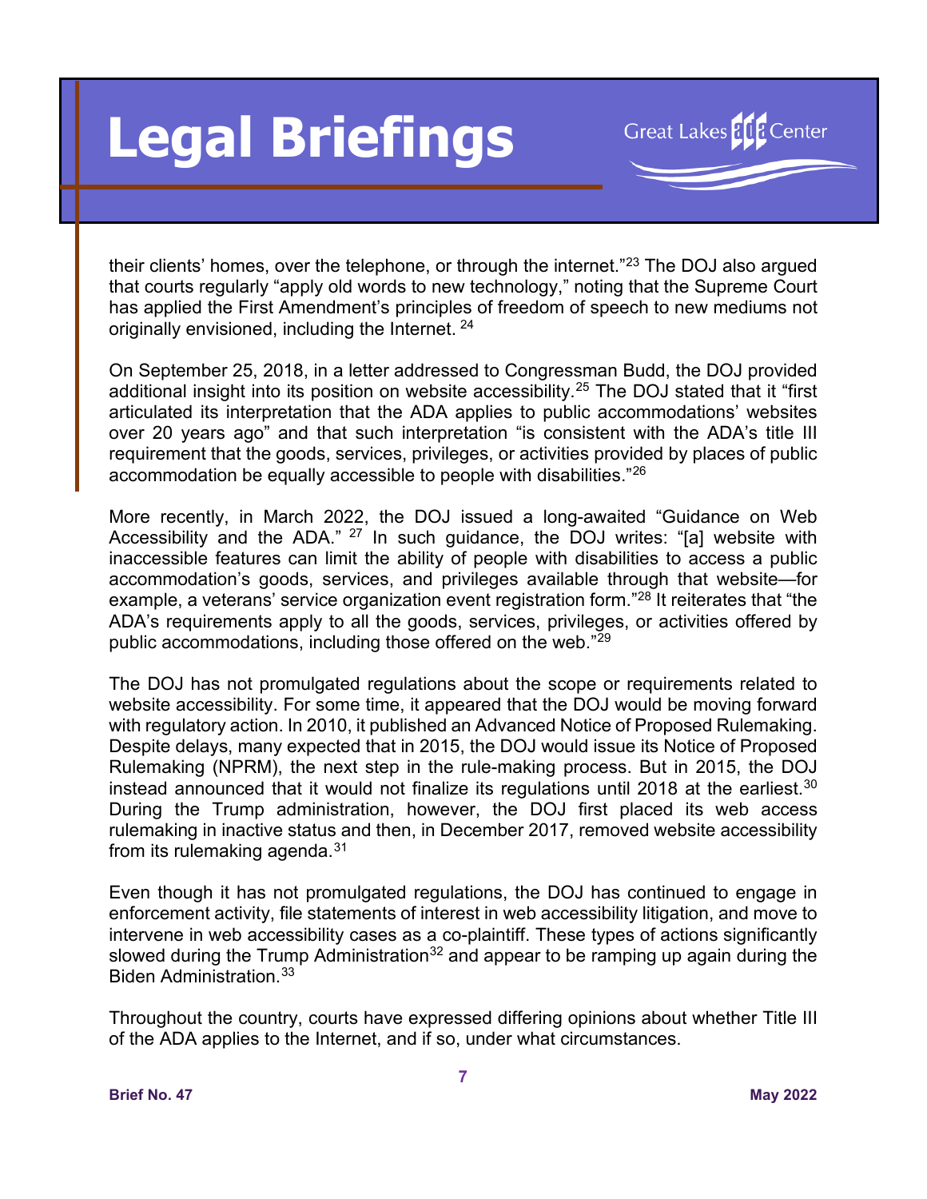their clients' homes, over the telephone, or through the internet."[23] The DOJ also argued that courts regularly "apply old words to new technology," noting that the Supreme Court has applied the First Amendment's principles of freedom of speech to new mediums not originally envisioned, including the Internet. [24]

On September 25, 2018, in a letter addressed to Congressman Budd, the DOJ provided additional insight into its position on website accessibility.[25] The DOJ stated that it "first articulated its interpretation that the ADA applies to public accommodations' websites over 20 years ago" and that such interpretation "is consistent with the ADA's title III requirement that the goods, services, privileges, or activities provided by places of public accommodation be equally accessible to people with disabilities."[26]

More recently, in March 2022, the DOJ issued a long-awaited "Guidance on Web Accessibility and the ADA." [27] In such guidance, the DOJ writes: "[a] website with inaccessible features can limit the ability of people with disabilities to access a public accommodation's goods, services, and privileges available through that website—for example, a veterans' service organization event registration form."[28] It reiterates that "the ADA's requirements apply to all the goods, services, privileges, or activities offered by public accommodations, including those offered on the web."[29]

The DOJ has not promulgated regulations about the scope or requirements related to website accessibility. For some time, it appeared that the DOJ would be moving forward with regulatory action. In 2010, it published an Advanced Notice of Proposed Rulemaking. Despite delays, many expected that in 2015, the DOJ would issue its Notice of Proposed Rulemaking (NPRM), the next step in the rule-making process. But in 2015, the DOJ instead announced that it would not finalize its regulations until 2018 at the earliest.[30] During the Trump administration, however, the DOJ first placed its web access rulemaking in inactive status and then, in December 2017, removed website accessibility from its rulemaking agenda.[31]

Even though it has not promulgated regulations, the DOJ has continued to engage in enforcement activity, file statements of interest in web accessibility litigation, and move to intervene in web accessibility cases as a co-plaintiff. These types of actions significantly slowed during the Trump Administration[32] and appear to be ramping up again during the Biden Administration.[33]

Throughout the country, courts have expressed differing opinions about whether Title III of the ADA applies to the Internet, and if so, under what circumstances.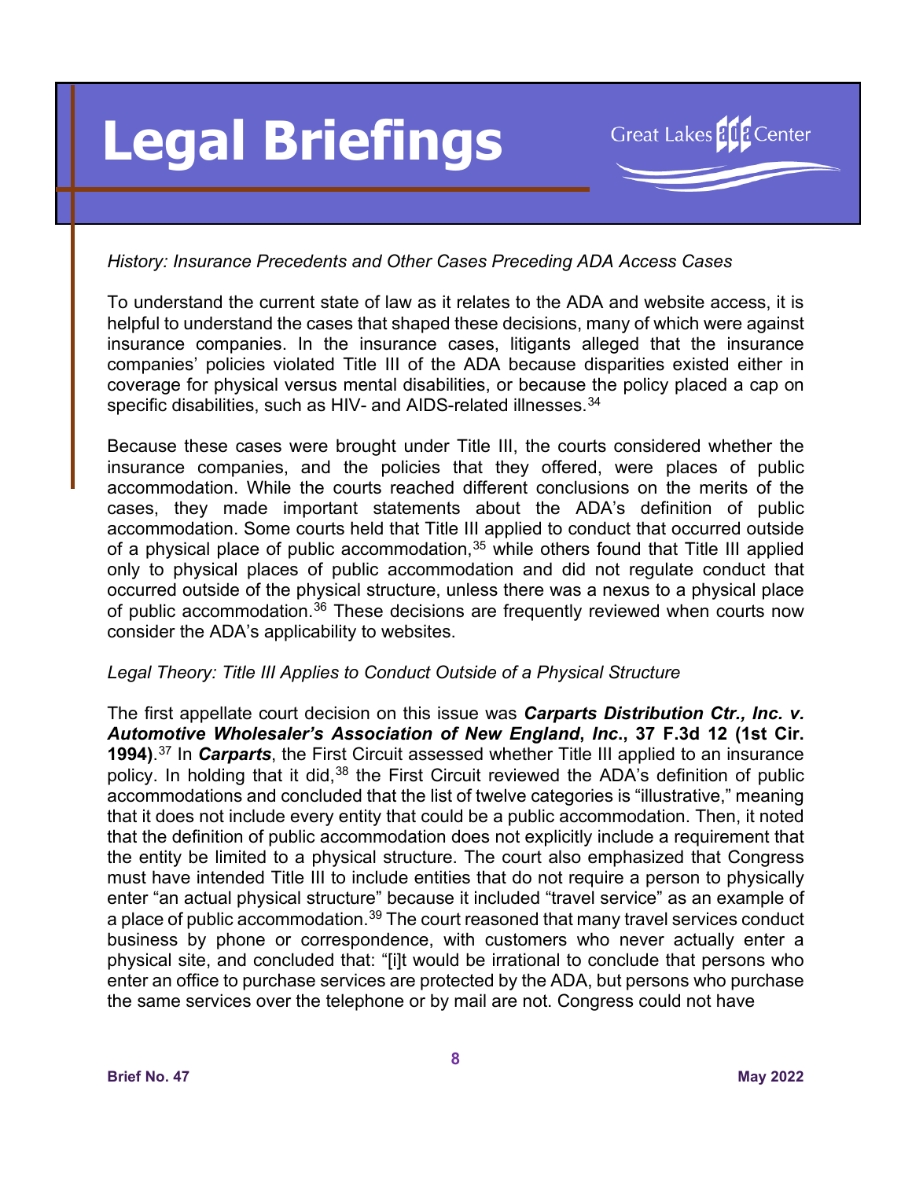*History: Insurance Precedents and Other Cases Preceding ADA Access Cases*

To understand the current state of law as it relates to the ADA and website access, it is helpful to understand the cases that shaped these decisions, many of which were against insurance companies. In the insurance cases, litigants alleged that the insurance companies' policies violated Title III of the ADA because disparities existed either in coverage for physical versus mental disabilities, or because the policy placed a cap on specific disabilities, such as HIV- and AIDS-related illnesses.[34]

Because these cases were brought under Title III, the courts considered whether the insurance companies, and the policies that they offered, were places of public accommodation. While the courts reached different conclusions on the merits of the cases, they made important statements about the ADA's definition of public accommodation. Some courts held that Title III applied to conduct that occurred outside of a physical place of public accommodation,[35] while others found that Title III applied only to physical places of public accommodation and did not regulate conduct that occurred outside of the physical structure, unless there was a nexus to a physical place of public accommodation.[36] These decisions are frequently reviewed when courts now consider the ADA's applicability to websites.

*Legal Theory: Title III Applies to Conduct Outside of a Physical Structure*

The first appellate court decision on this issue was ***Carparts Distribution Ctr., Inc. v. Automotive Wholesaler's Association of New England, Inc*****., 37 F.3d 12 (1st Cir. 1994)**.[37] In ***Carparts***, the First Circuit assessed whether Title III applied to an insurance policy. In holding that it did,[38] the First Circuit reviewed the ADA's definition of public accommodations and concluded that the list of twelve categories is "illustrative," meaning that it does not include every entity that could be a public accommodation. Then, it noted that the definition of public accommodation does not explicitly include a requirement that the entity be limited to a physical structure. The court also emphasized that Congress must have intended Title III to include entities that do not require a person to physically enter "an actual physical structure" because it included "travel service" as an example of a place of public accommodation.[39] The court reasoned that many travel services conduct business by phone or correspondence, with customers who never actually enter a physical site, and concluded that: "[i]t would be irrational to conclude that persons who enter an office to purchase services are protected by the ADA, but persons who purchase the same services over the telephone or by mail are not. Congress could not have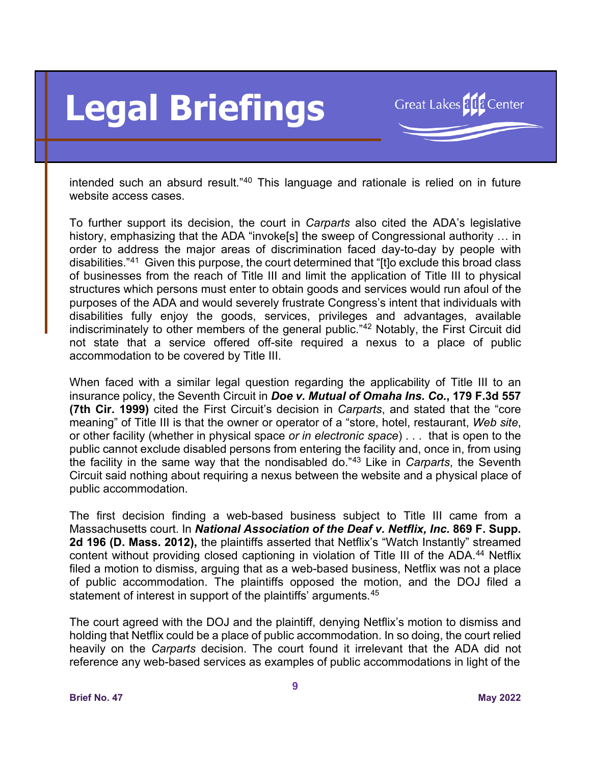intended such an absurd result."[40] This language and rationale is relied on in future website access cases.

To further support its decision, the court in *Carparts* also cited the ADA's legislative history, emphasizing that the ADA "invoke[s] the sweep of Congressional authority … in order to address the major areas of discrimination faced day-to-day by people with disabilities."[41] Given this purpose, the court determined that "[t]o exclude this broad class of businesses from the reach of Title III and limit the application of Title III to physical structures which persons must enter to obtain goods and services would run afoul of the purposes of the ADA and would severely frustrate Congress's intent that individuals with disabilities fully enjoy the goods, services, privileges and advantages, available indiscriminately to other members of the general public."[42] Notably, the First Circuit did not state that a service offered off-site required a nexus to a place of public accommodation to be covered by Title III.

When faced with a similar legal question regarding the applicability of Title III to an insurance policy, the Seventh Circuit in ***Doe v. Mutual of Omaha Ins. Co.*, 179 F.3d 557 (7th Cir. 1999)** cited the First Circuit's decision in *Carparts*, and stated that the "core meaning" of Title III is that the owner or operator of a "store, hotel, restaurant, *Web site*, or other facility (whether in physical space *or in electronic space*) . . . that is open to the public cannot exclude disabled persons from entering the facility and, once in, from using the facility in the same way that the nondisabled do."[43] Like in *Carparts*, the Seventh Circuit said nothing about requiring a nexus between the website and a physical place of public accommodation.

The first decision finding a web-based business subject to Title III came from a Massachusetts court. In ***National Association of the Deaf v. Netflix, Inc.* 869 F. Supp. 2d 196 (D. Mass. 2012),** the plaintiffs asserted that Netflix's "Watch Instantly" streamed content without providing closed captioning in violation of Title III of the ADA.[44] Netflix filed a motion to dismiss, arguing that as a web-based business, Netflix was not a place of public accommodation. The plaintiffs opposed the motion, and the DOJ filed a statement of interest in support of the plaintiffs' arguments.[45]

The court agreed with the DOJ and the plaintiff, denying Netflix's motion to dismiss and holding that Netflix could be a place of public accommodation. In so doing, the court relied heavily on the *Carparts* decision. The court found it irrelevant that the ADA did not reference any web-based services as examples of public accommodations in light of the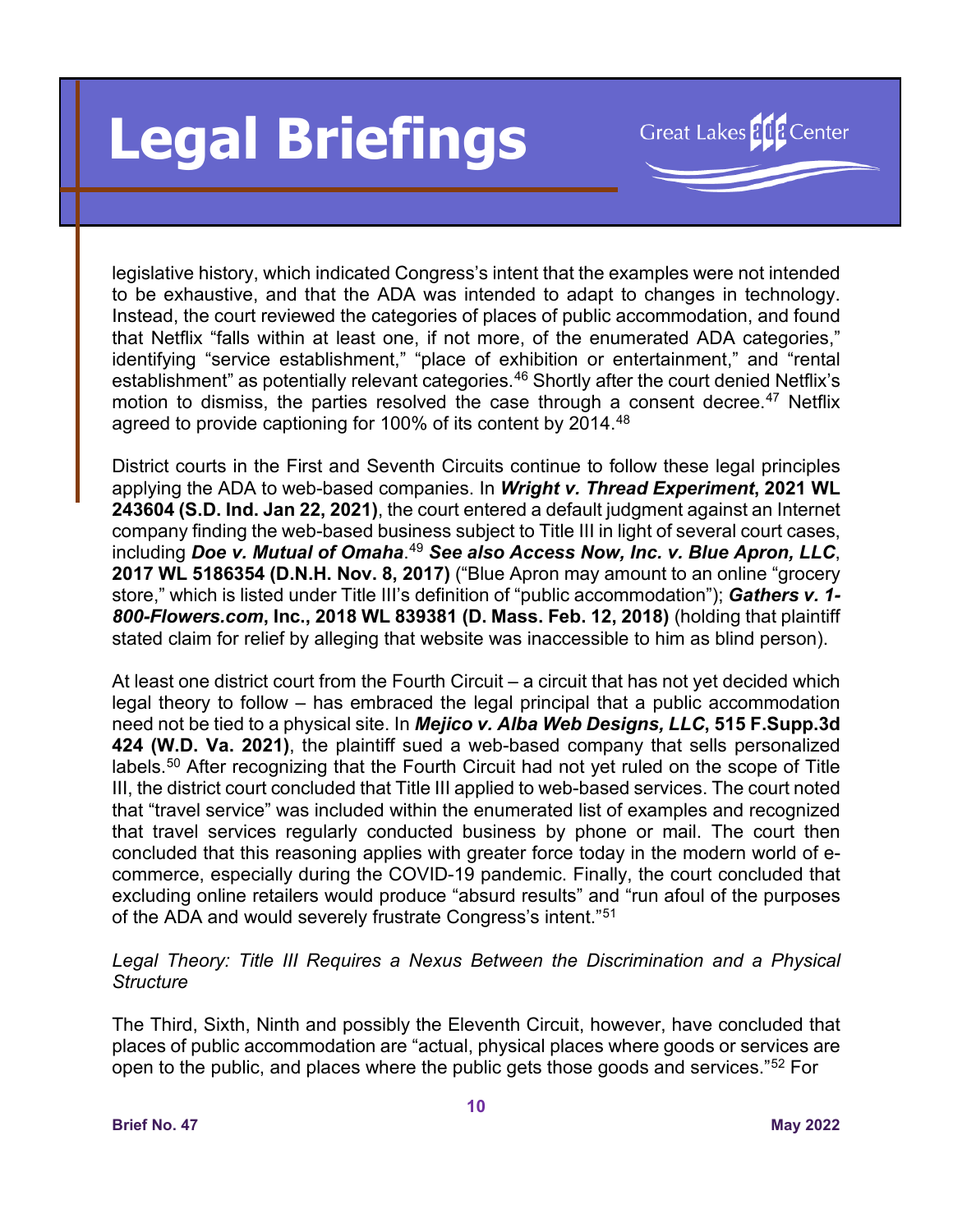legislative history, which indicated Congress's intent that the examples were not intended to be exhaustive, and that the ADA was intended to adapt to changes in technology. Instead, the court reviewed the categories of places of public accommodation, and found that Netflix "falls within at least one, if not more, of the enumerated ADA categories," identifying "service establishment," "place of exhibition or entertainment," and "rental establishment" as potentially relevant categories.[46] Shortly after the court denied Netflix's motion to dismiss, the parties resolved the case through a consent decree.[47] Netflix agreed to provide captioning for 100% of its content by 2014.[48]

District courts in the First and Seventh Circuits continue to follow these legal principles applying the ADA to web-based companies. In ***Wright v. Thread Experiment*, 2021 WL 243604 (S.D. Ind. Jan 22, 2021)**, the court entered a default judgment against an Internet company finding the web-based business subject to Title III in light of several court cases, including ***Doe v. Mutual of Omaha***.[49] ***See also Access Now, Inc. v. Blue Apron, LLC*, 2017 WL 5186354 (D.N.H. Nov. 8, 2017)** ("Blue Apron may amount to an online "grocery store," which is listed under Title III's definition of "public accommodation"); ***Gathers v. 1-800-Flowers.com*, Inc., 2018 WL 839381 (D. Mass. Feb. 12, 2018)** (holding that plaintiff stated claim for relief by alleging that website was inaccessible to him as blind person).

At least one district court from the Fourth Circuit – a circuit that has not yet decided which legal theory to follow – has embraced the legal principal that a public accommodation need not be tied to a physical site. In ***Mejico v. Alba Web Designs, LLC*, 515 F.Supp.3d 424 (W.D. Va. 2021)**, the plaintiff sued a web-based company that sells personalized labels.[50] After recognizing that the Fourth Circuit had not yet ruled on the scope of Title III, the district court concluded that Title III applied to web-based services. The court noted that "travel service" was included within the enumerated list of examples and recognized that travel services regularly conducted business by phone or mail. The court then concluded that this reasoning applies with greater force today in the modern world of e-commerce, especially during the COVID-19 pandemic. Finally, the court concluded that excluding online retailers would produce "absurd results" and "run afoul of the purposes of the ADA and would severely frustrate Congress's intent."[51]

*Legal Theory: Title III Requires a Nexus Between the Discrimination and a Physical Structure*

The Third, Sixth, Ninth and possibly the Eleventh Circuit, however, have concluded that places of public accommodation are "actual, physical places where goods or services are open to the public, and places where the public gets those goods and services."[52] For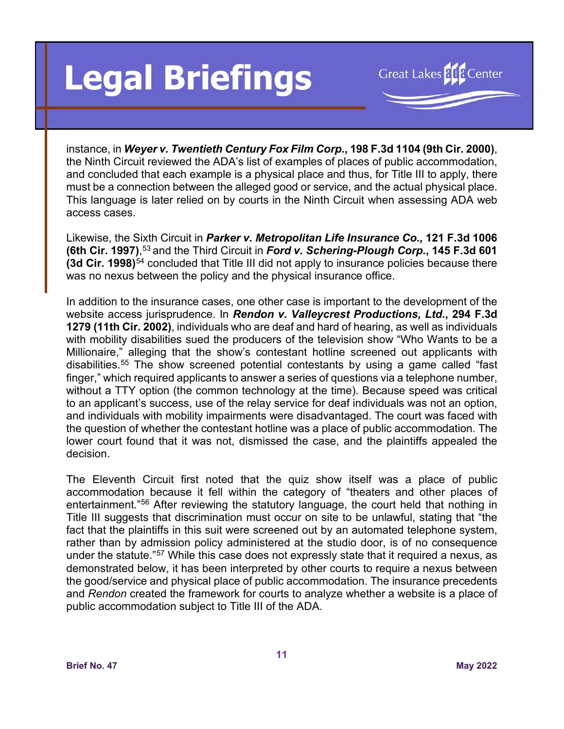instance, in ***Weyer v. Twentieth Century Fox Film Corp.*, 198 F.3d 1104 (9th Cir. 2000)**, the Ninth Circuit reviewed the ADA's list of examples of places of public accommodation, and concluded that each example is a physical place and thus, for Title III to apply, there must be a connection between the alleged good or service, and the actual physical place. This language is later relied on by courts in the Ninth Circuit when assessing ADA web access cases.

Likewise, the Sixth Circuit in ***Parker v. Metropolitan Life Insurance Co.,* 121 F.3d 1006 (6th Cir. 1997)**,[53] and the Third Circuit in ***Ford v. Schering-Plough Corp.*, 145 F.3d 601 (3d Cir. 1998)**[54] concluded that Title III did not apply to insurance policies because there was no nexus between the policy and the physical insurance office.

In addition to the insurance cases, one other case is important to the development of the website access jurisprudence. In ***Rendon v. Valleycrest Productions, Ltd.*, 294 F.3d 1279 (11th Cir. 2002)**, individuals who are deaf and hard of hearing, as well as individuals with mobility disabilities sued the producers of the television show "Who Wants to be a Millionaire," alleging that the show's contestant hotline screened out applicants with disabilities.[55] The show screened potential contestants by using a game called "fast finger," which required applicants to answer a series of questions via a telephone number, without a TTY option (the common technology at the time). Because speed was critical to an applicant's success, use of the relay service for deaf individuals was not an option, and individuals with mobility impairments were disadvantaged. The court was faced with the question of whether the contestant hotline was a place of public accommodation. The lower court found that it was not, dismissed the case, and the plaintiffs appealed the decision.

The Eleventh Circuit first noted that the quiz show itself was a place of public accommodation because it fell within the category of "theaters and other places of entertainment."[56] After reviewing the statutory language, the court held that nothing in Title III suggests that discrimination must occur on site to be unlawful, stating that "the fact that the plaintiffs in this suit were screened out by an automated telephone system, rather than by admission policy administered at the studio door, is of no consequence under the statute."[57] While this case does not expressly state that it required a nexus, as demonstrated below, it has been interpreted by other courts to require a nexus between the good/service and physical place of public accommodation. The insurance precedents and *Rendon* created the framework for courts to analyze whether a website is a place of public accommodation subject to Title III of the ADA.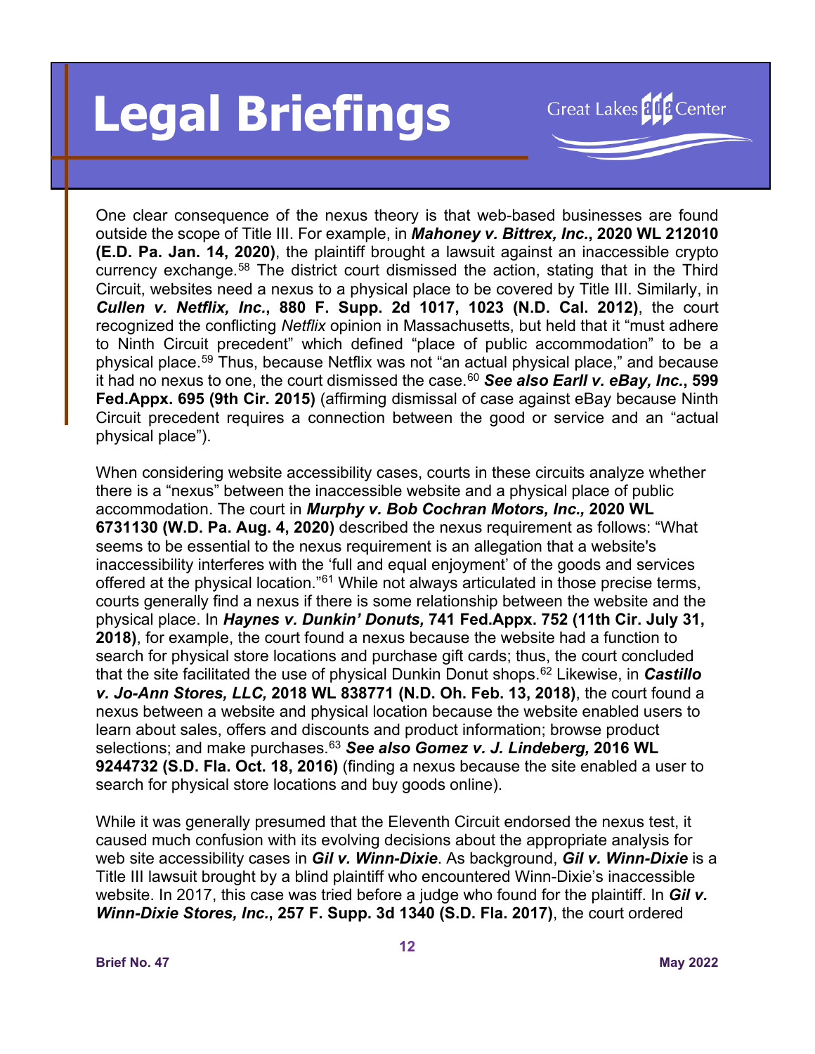One clear consequence of the nexus theory is that web-based businesses are found outside the scope of Title III. For example, in ***Mahoney v. Bittrex, Inc.*, 2020 WL 212010 (E.D. Pa. Jan. 14, 2020)**, the plaintiff brought a lawsuit against an inaccessible crypto currency exchange.[58] The district court dismissed the action, stating that in the Third Circuit, websites need a nexus to a physical place to be covered by Title III. Similarly, in ***Cullen v. Netflix, Inc.*, 880 F. Supp. 2d 1017, 1023 (N.D. Cal. 2012)**, the court recognized the conflicting *Netflix* opinion in Massachusetts, but held that it "must adhere to Ninth Circuit precedent" which defined "place of public accommodation" to be a physical place.[59] Thus, because Netflix was not "an actual physical place," and because it had no nexus to one, the court dismissed the case.[60] ***See also Earll v. eBay, Inc.*, 599 Fed.Appx. 695 (9th Cir. 2015)** (affirming dismissal of case against eBay because Ninth Circuit precedent requires a connection between the good or service and an "actual physical place").

When considering website accessibility cases, courts in these circuits analyze whether there is a "nexus" between the inaccessible website and a physical place of public accommodation. The court in ***Murphy v. Bob Cochran Motors, Inc.,* 2020 WL 6731130 (W.D. Pa. Aug. 4, 2020)** described the nexus requirement as follows: "What seems to be essential to the nexus requirement is an allegation that a website's inaccessibility interferes with the 'full and equal enjoyment' of the goods and services offered at the physical location."[61] While not always articulated in those precise terms, courts generally find a nexus if there is some relationship between the website and the physical place. In ***Haynes v. Dunkin' Donuts,* 741 Fed.Appx. 752 (11th Cir. July 31, 2018)**, for example, the court found a nexus because the website had a function to search for physical store locations and purchase gift cards; thus, the court concluded that the site facilitated the use of physical Dunkin Donut shops.[62] Likewise, in ***Castillo v. Jo-Ann Stores, LLC,* 2018 WL 838771 (N.D. Oh. Feb. 13, 2018)**, the court found a nexus between a website and physical location because the website enabled users to learn about sales, offers and discounts and product information; browse product selections; and make purchases.[63] ***See also Gomez v. J. Lindeberg,* 2016 WL 9244732 (S.D. Fla. Oct. 18, 2016)** (finding a nexus because the site enabled a user to search for physical store locations and buy goods online).

While it was generally presumed that the Eleventh Circuit endorsed the nexus test, it caused much confusion with its evolving decisions about the appropriate analysis for web site accessibility cases in ***Gil v. Winn-Dixie***. As background, ***Gil v. Winn-Dixie*** is a Title III lawsuit brought by a blind plaintiff who encountered Winn-Dixie's inaccessible website. In 2017, this case was tried before a judge who found for the plaintiff. In ***Gil v. Winn-Dixie Stores, Inc.*, 257 F. Supp. 3d 1340 (S.D. Fla. 2017)**, the court ordered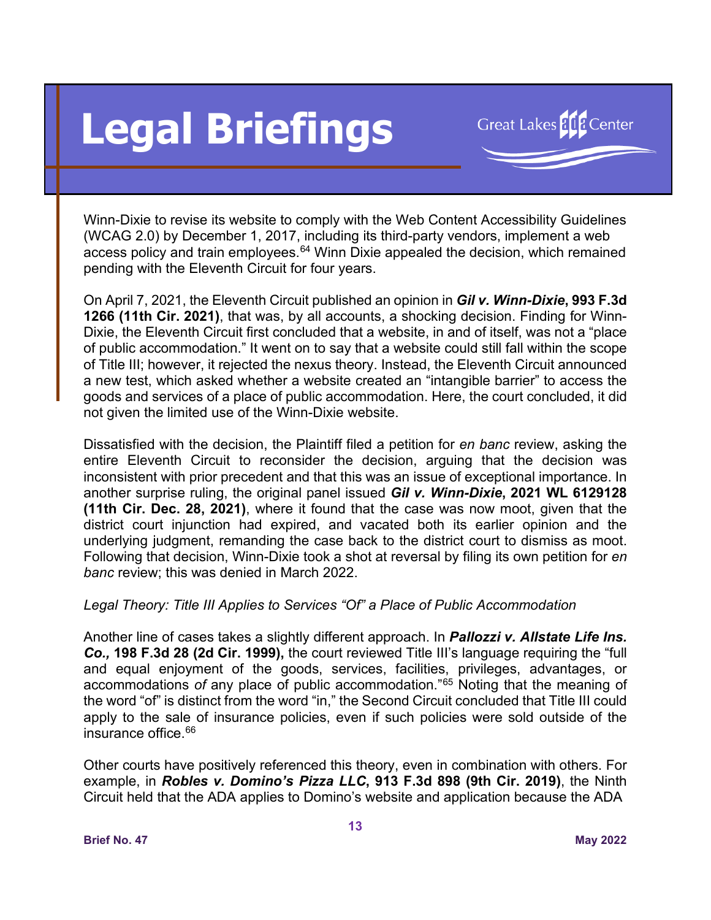Winn-Dixie to revise its website to comply with the Web Content Accessibility Guidelines (WCAG 2.0) by December 1, 2017, including its third-party vendors, implement a web access policy and train employees.[64] Winn Dixie appealed the decision, which remained pending with the Eleventh Circuit for four years.

On April 7, 2021, the Eleventh Circuit published an opinion in ***Gil v. Winn-Dixie*, 993 F.3d 1266 (11th Cir. 2021)**, that was, by all accounts, a shocking decision. Finding for Winn-Dixie, the Eleventh Circuit first concluded that a website, in and of itself, was not a "place of public accommodation." It went on to say that a website could still fall within the scope of Title III; however, it rejected the nexus theory. Instead, the Eleventh Circuit announced a new test, which asked whether a website created an "intangible barrier" to access the goods and services of a place of public accommodation. Here, the court concluded, it did not given the limited use of the Winn-Dixie website.

Dissatisfied with the decision, the Plaintiff filed a petition for *en banc* review, asking the entire Eleventh Circuit to reconsider the decision, arguing that the decision was inconsistent with prior precedent and that this was an issue of exceptional importance. In another surprise ruling, the original panel issued ***Gil v. Winn-Dixie*, 2021 WL 6129128 (11th Cir. Dec. 28, 2021)**, where it found that the case was now moot, given that the district court injunction had expired, and vacated both its earlier opinion and the underlying judgment, remanding the case back to the district court to dismiss as moot. Following that decision, Winn-Dixie took a shot at reversal by filing its own petition for *en banc* review; this was denied in March 2022.

*Legal Theory: Title III Applies to Services "Of" a Place of Public Accommodation*

Another line of cases takes a slightly different approach. In ***Pallozzi v. Allstate Life Ins. Co.,* 198 F.3d 28 (2d Cir. 1999),** the court reviewed Title III's language requiring the "full and equal enjoyment of the goods, services, facilities, privileges, advantages, or accommodations *of* any place of public accommodation."[65] Noting that the meaning of the word "of" is distinct from the word "in," the Second Circuit concluded that Title III could apply to the sale of insurance policies, even if such policies were sold outside of the insurance office.[66]

Other courts have positively referenced this theory, even in combination with others. For example, in ***Robles v. Domino's Pizza LLC*, 913 F.3d 898 (9th Cir. 2019)**, the Ninth Circuit held that the ADA applies to Domino's website and application because the ADA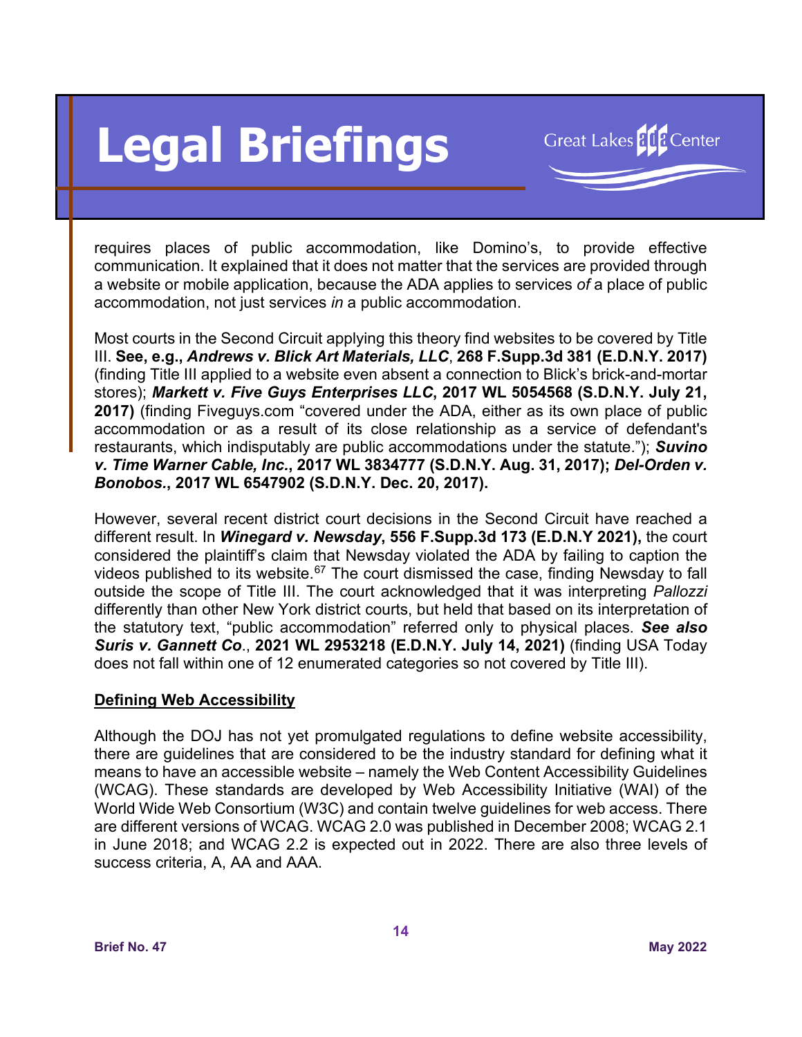requires places of public accommodation, like Domino's, to provide effective communication. It explained that it does not matter that the services are provided through a website or mobile application, because the ADA applies to services *of* a place of public accommodation, not just services *in* a public accommodation.

Most courts in the Second Circuit applying this theory find websites to be covered by Title III. **See, e.g., *Andrews v. Blick Art Materials, LLC*, 268 F.Supp.3d 381 (E.D.N.Y. 2017)** (finding Title III applied to a website even absent a connection to Blick's brick-and-mortar stores); ***Markett v. Five Guys Enterprises LLC*, 2017 WL 5054568 (S.D.N.Y. July 21, 2017)** (finding Fiveguys.com "covered under the ADA, either as its own place of public accommodation or as a result of its close relationship as a service of defendant's restaurants, which indisputably are public accommodations under the statute."); ***Suvino v. Time Warner Cable, Inc.*, 2017 WL 3834777 (S.D.N.Y. Aug. 31, 2017); *Del-Orden v. Bonobos.*, 2017 WL 6547902 (S.D.N.Y. Dec. 20, 2017).**

However, several recent district court decisions in the Second Circuit have reached a different result. In ***Winegard v. Newsday*, 556 F.Supp.3d 173 (E.D.N.Y 2021),** the court considered the plaintiff's claim that Newsday violated the ADA by failing to caption the videos published to its website.[67] The court dismissed the case, finding Newsday to fall outside the scope of Title III. The court acknowledged that it was interpreting *Pallozzi* differently than other New York district courts, but held that based on its interpretation of the statutory text, "public accommodation" referred only to physical places. ***See also Suris v. Gannett Co*., 2021 WL 2953218 (E.D.N.Y. July 14, 2021)** (finding USA Today does not fall within one of 12 enumerated categories so not covered by Title III).

**<u>Defining Web Accessibility</u>**

Although the DOJ has not yet promulgated regulations to define website accessibility, there are guidelines that are considered to be the industry standard for defining what it means to have an accessible website – namely the Web Content Accessibility Guidelines (WCAG). These standards are developed by Web Accessibility Initiative (WAI) of the World Wide Web Consortium (W3C) and contain twelve guidelines for web access. There are different versions of WCAG. WCAG 2.0 was published in December 2008; WCAG 2.1 in June 2018; and WCAG 2.2 is expected out in 2022. There are also three levels of success criteria, A, AA and AAA.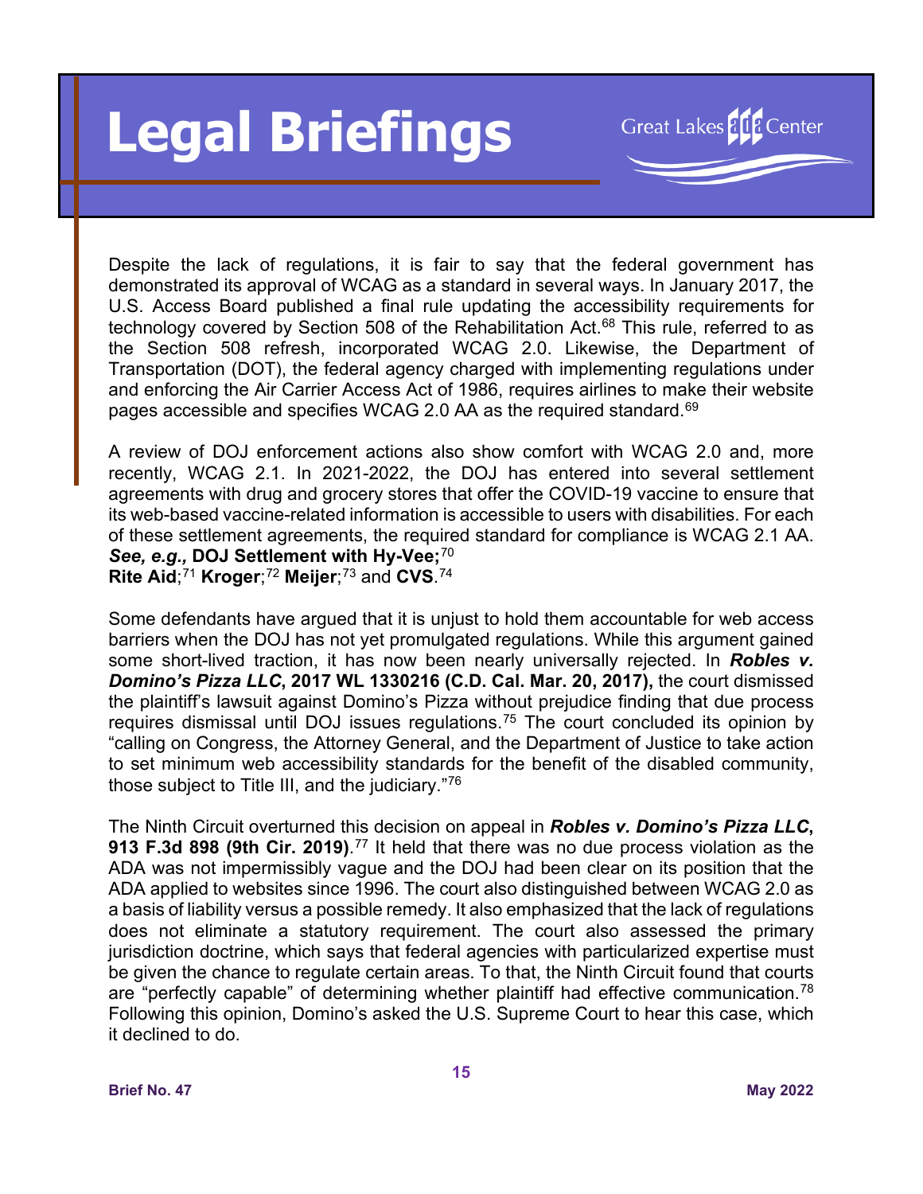Despite the lack of regulations, it is fair to say that the federal government has demonstrated its approval of WCAG as a standard in several ways. In January 2017, the U.S. Access Board published a final rule updating the accessibility requirements for technology covered by Section 508 of the Rehabilitation Act.[68] This rule, referred to as the Section 508 refresh, incorporated WCAG 2.0. Likewise, the Department of Transportation (DOT), the federal agency charged with implementing regulations under and enforcing the Air Carrier Access Act of 1986, requires airlines to make their website pages accessible and specifies WCAG 2.0 AA as the required standard.[69]

A review of DOJ enforcement actions also show comfort with WCAG 2.0 and, more recently, WCAG 2.1. In 2021-2022, the DOJ has entered into several settlement agreements with drug and grocery stores that offer the COVID-19 vaccine to ensure that its web-based vaccine-related information is accessible to users with disabilities. For each of these settlement agreements, the required standard for compliance is WCAG 2.1 AA. ***See, e.g.,*** **DOJ Settlement with Hy-Vee;**[70] **Rite Aid**;[71] **Kroger**;[72] **Meijer**;[73] and **CVS**.[74]

Some defendants have argued that it is unjust to hold them accountable for web access barriers when the DOJ has not yet promulgated regulations. While this argument gained some short-lived traction, it has now been nearly universally rejected. In ***Robles v. Domino's Pizza LLC*****, 2017 WL 1330216 (C.D. Cal. Mar. 20, 2017),** the court dismissed the plaintiff's lawsuit against Domino's Pizza without prejudice finding that due process requires dismissal until DOJ issues regulations.[75] The court concluded its opinion by "calling on Congress, the Attorney General, and the Department of Justice to take action to set minimum web accessibility standards for the benefit of the disabled community, those subject to Title III, and the judiciary."[76]

The Ninth Circuit overturned this decision on appeal in ***Robles v. Domino's Pizza LLC*****, 913 F.3d 898 (9th Cir. 2019)**.[77] It held that there was no due process violation as the ADA was not impermissibly vague and the DOJ had been clear on its position that the ADA applied to websites since 1996. The court also distinguished between WCAG 2.0 as a basis of liability versus a possible remedy. It also emphasized that the lack of regulations does not eliminate a statutory requirement. The court also assessed the primary jurisdiction doctrine, which says that federal agencies with particularized expertise must be given the chance to regulate certain areas. To that, the Ninth Circuit found that courts are "perfectly capable" of determining whether plaintiff had effective communication.[78] Following this opinion, Domino's asked the U.S. Supreme Court to hear this case, which it declined to do.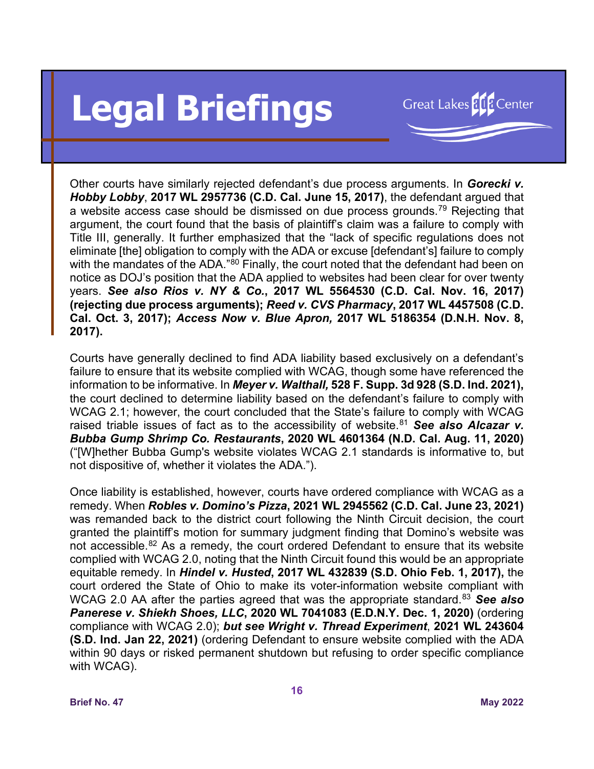Other courts have similarly rejected defendant's due process arguments. In ***Gorecki v. Hobby Lobby***, **2017 WL 2957736 (C.D. Cal. June 15, 2017)**, the defendant argued that a website access case should be dismissed on due process grounds.[79] Rejecting that argument, the court found that the basis of plaintiff's claim was a failure to comply with Title III, generally. It further emphasized that the "lack of specific regulations does not eliminate [the] obligation to comply with the ADA or excuse [defendant's] failure to comply with the mandates of the ADA."[80] Finally, the court noted that the defendant had been on notice as DOJ's position that the ADA applied to websites had been clear for over twenty years. ***See also Rios v. NY & Co.*, 2017 WL 5564530 (C.D. Cal. Nov. 16, 2017) (rejecting due process arguments); *Reed v. CVS Pharmacy*, 2017 WL 4457508 (C.D. Cal. Oct. 3, 2017); *Access Now v. Blue Apron,* 2017 WL 5186354 (D.N.H. Nov. 8, 2017).**

Courts have generally declined to find ADA liability based exclusively on a defendant's failure to ensure that its website complied with WCAG, though some have referenced the information to be informative. In ***Meyer v. Walthall,* 528 F. Supp. 3d 928 (S.D. Ind. 2021),** the court declined to determine liability based on the defendant's failure to comply with WCAG 2.1; however, the court concluded that the State's failure to comply with WCAG raised triable issues of fact as to the accessibility of website.[81] ***See also Alcazar v. Bubba Gump Shrimp Co. Restaurants*, 2020 WL 4601364 (N.D. Cal. Aug. 11, 2020)** ("[W]hether Bubba Gump's website violates WCAG 2.1 standards is informative to, but not dispositive of, whether it violates the ADA.").

Once liability is established, however, courts have ordered compliance with WCAG as a remedy. When ***Robles v. Domino's Pizza*, 2021 WL 2945562 (C.D. Cal. June 23, 2021)** was remanded back to the district court following the Ninth Circuit decision, the court granted the plaintiff's motion for summary judgment finding that Domino's website was not accessible.[82] As a remedy, the court ordered Defendant to ensure that its website complied with WCAG 2.0, noting that the Ninth Circuit found this would be an appropriate equitable remedy. In ***Hindel v. Husted*, 2017 WL 432839 (S.D. Ohio Feb. 1, 2017),** the court ordered the State of Ohio to make its voter-information website compliant with WCAG 2.0 AA after the parties agreed that was the appropriate standard.[83] ***See also Panerese v. Shiekh Shoes, LLC*, 2020 WL 7041083 (E.D.N.Y. Dec. 1, 2020)** (ordering compliance with WCAG 2.0); ***but see Wright v. Thread Experiment*, 2021 WL 243604 (S.D. Ind. Jan 22, 2021)** (ordering Defendant to ensure website complied with the ADA within 90 days or risked permanent shutdown but refusing to order specific compliance with WCAG).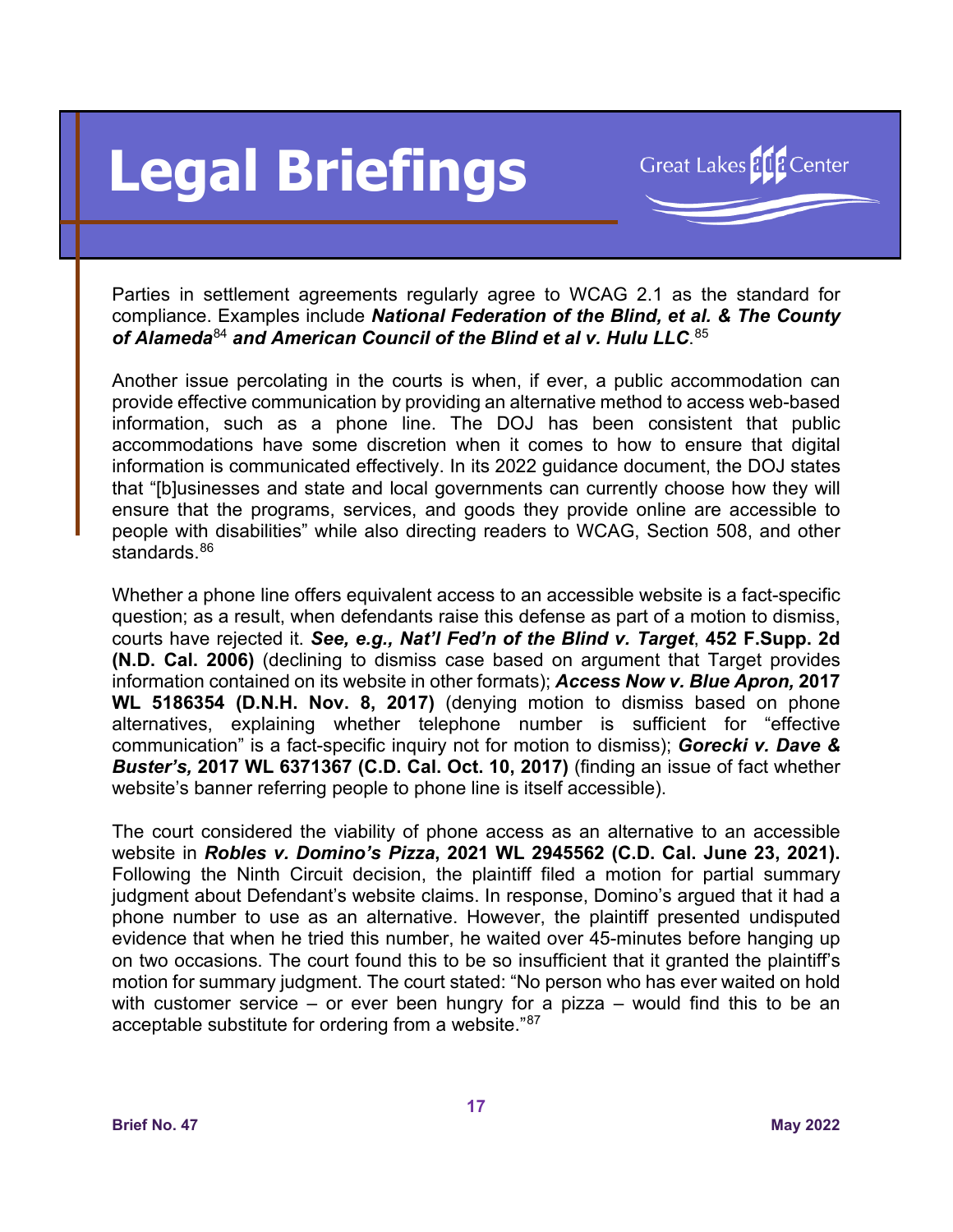Parties in settlement agreements regularly agree to WCAG 2.1 as the standard for compliance. Examples include ***National Federation of the Blind, et al. & The County of Alameda***[84] ***and American Council of the Blind et al v. Hulu LLC***.[85]

Another issue percolating in the courts is when, if ever, a public accommodation can provide effective communication by providing an alternative method to access web-based information, such as a phone line. The DOJ has been consistent that public accommodations have some discretion when it comes to how to ensure that digital information is communicated effectively. In its 2022 guidance document, the DOJ states that "[b]usinesses and state and local governments can currently choose how they will ensure that the programs, services, and goods they provide online are accessible to people with disabilities" while also directing readers to WCAG, Section 508, and other standards.[86]

Whether a phone line offers equivalent access to an accessible website is a fact-specific question; as a result, when defendants raise this defense as part of a motion to dismiss, courts have rejected it. ***See, e.g., Nat'l Fed'n of the Blind v. Target*****, 452 F.Supp. 2d (N.D. Cal. 2006)** (declining to dismiss case based on argument that Target provides information contained on its website in other formats); ***Access Now v. Blue Apron,*** **2017 WL 5186354 (D.N.H. Nov. 8, 2017)** (denying motion to dismiss based on phone alternatives, explaining whether telephone number is sufficient for "effective communication" is a fact-specific inquiry not for motion to dismiss); ***Gorecki v. Dave & Buster's,*** **2017 WL 6371367 (C.D. Cal. Oct. 10, 2017)** (finding an issue of fact whether website's banner referring people to phone line is itself accessible).

The court considered the viability of phone access as an alternative to an accessible website in ***Robles v. Domino's Pizza*****, 2021 WL 2945562 (C.D. Cal. June 23, 2021).** Following the Ninth Circuit decision, the plaintiff filed a motion for partial summary judgment about Defendant's website claims. In response, Domino's argued that it had a phone number to use as an alternative. However, the plaintiff presented undisputed evidence that when he tried this number, he waited over 45-minutes before hanging up on two occasions. The court found this to be so insufficient that it granted the plaintiff's motion for summary judgment. The court stated: "No person who has ever waited on hold with customer service – or ever been hungry for a pizza – would find this to be an acceptable substitute for ordering from a website."[87]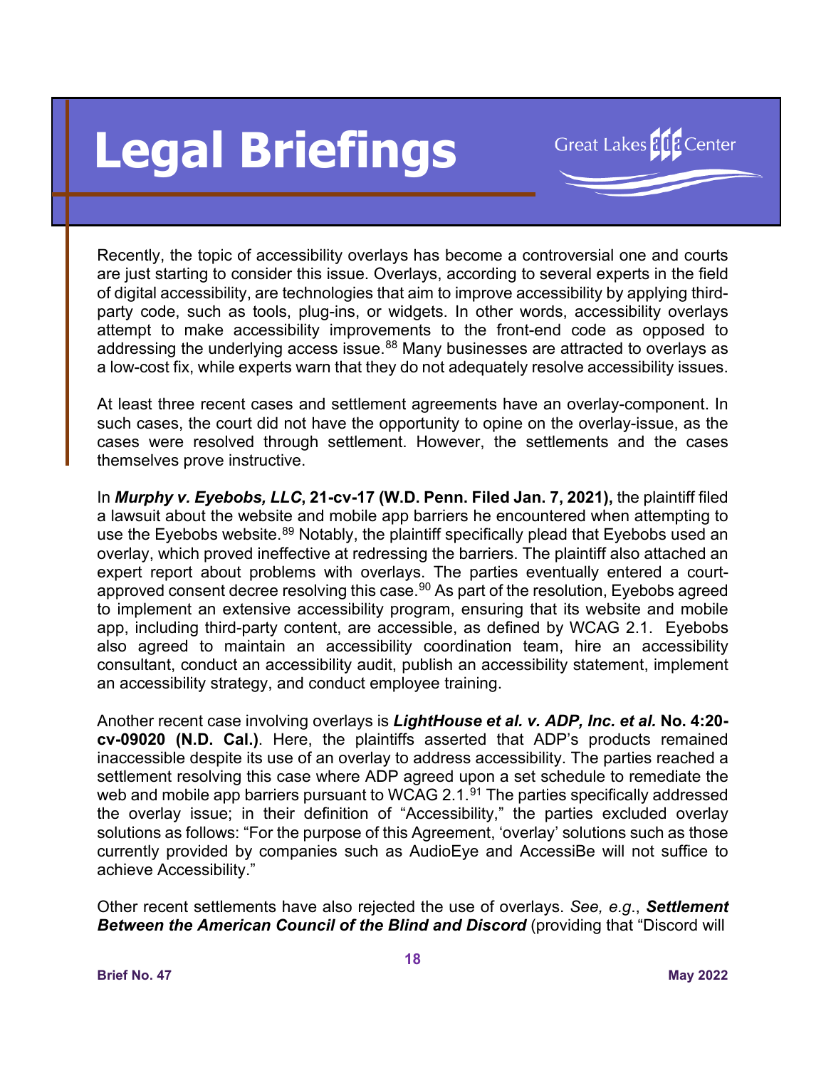Recently, the topic of accessibility overlays has become a controversial one and courts are just starting to consider this issue. Overlays, according to several experts in the field of digital accessibility, are technologies that aim to improve accessibility by applying third-party code, such as tools, plug-ins, or widgets. In other words, accessibility overlays attempt to make accessibility improvements to the front-end code as opposed to addressing the underlying access issue.[88] Many businesses are attracted to overlays as a low-cost fix, while experts warn that they do not adequately resolve accessibility issues.

At least three recent cases and settlement agreements have an overlay-component. In such cases, the court did not have the opportunity to opine on the overlay-issue, as the cases were resolved through settlement. However, the settlements and the cases themselves prove instructive.

In ***Murphy v. Eyebobs, LLC*, 21-cv-17 (W.D. Penn. Filed Jan. 7, 2021),** the plaintiff filed a lawsuit about the website and mobile app barriers he encountered when attempting to use the Eyebobs website.[89] Notably, the plaintiff specifically plead that Eyebobs used an overlay, which proved ineffective at redressing the barriers. The plaintiff also attached an expert report about problems with overlays. The parties eventually entered a court-approved consent decree resolving this case.[90] As part of the resolution, Eyebobs agreed to implement an extensive accessibility program, ensuring that its website and mobile app, including third-party content, are accessible, as defined by WCAG 2.1. Eyebobs also agreed to maintain an accessibility coordination team, hire an accessibility consultant, conduct an accessibility audit, publish an accessibility statement, implement an accessibility strategy, and conduct employee training.

Another recent case involving overlays is ***LightHouse et al. v. ADP, Inc. et al.* No. 4:20-cv-09020 (N.D. Cal.)**. Here, the plaintiffs asserted that ADP's products remained inaccessible despite its use of an overlay to address accessibility. The parties reached a settlement resolving this case where ADP agreed upon a set schedule to remediate the web and mobile app barriers pursuant to WCAG 2.1.[91] The parties specifically addressed the overlay issue; in their definition of "Accessibility," the parties excluded overlay solutions as follows: "For the purpose of this Agreement, 'overlay' solutions such as those currently provided by companies such as AudioEye and AccessiBe will not suffice to achieve Accessibility."

Other recent settlements have also rejected the use of overlays. *See, e.g.*, ***Settlement Between the American Council of the Blind and Discord*** (providing that "Discord will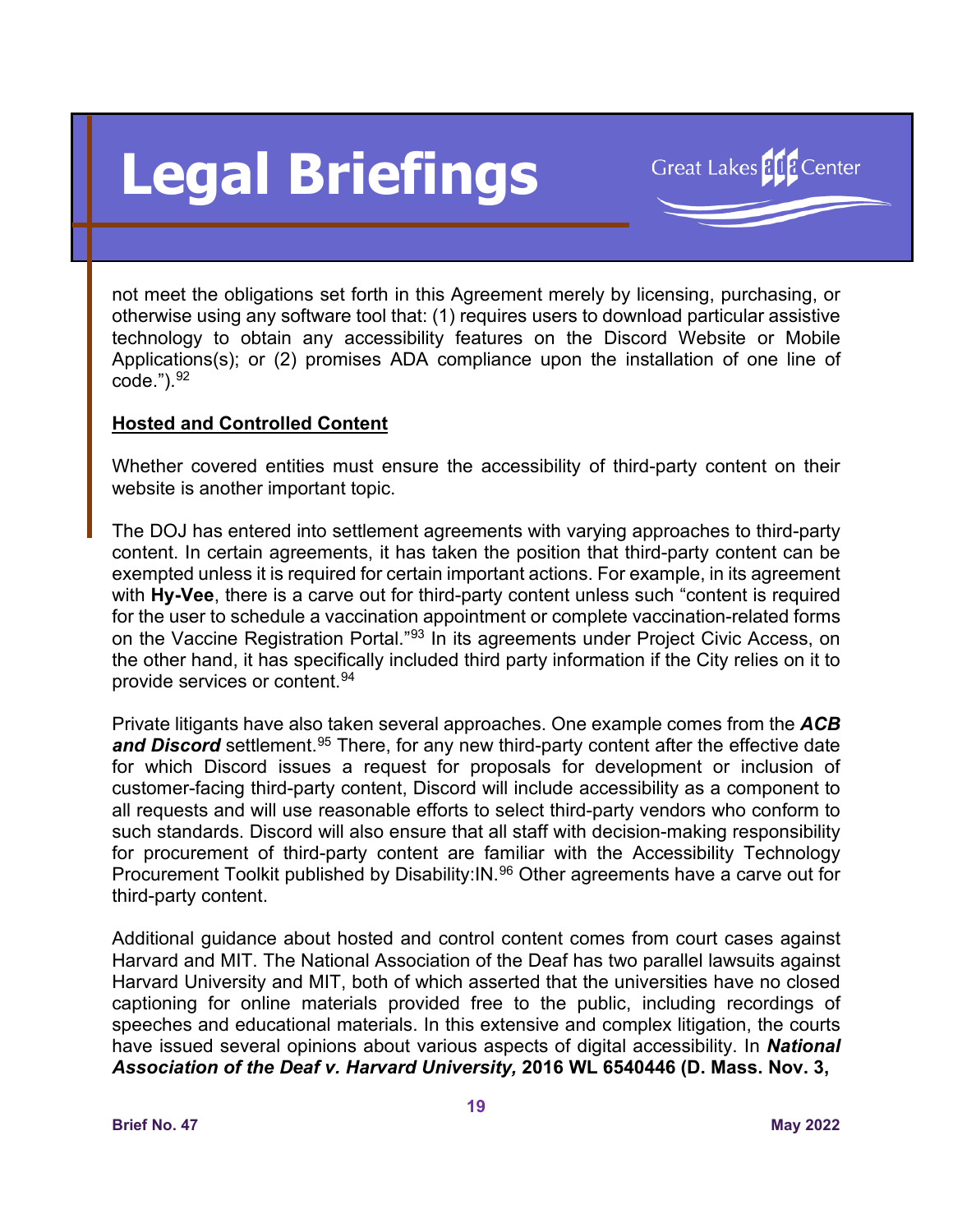not meet the obligations set forth in this Agreement merely by licensing, purchasing, or otherwise using any software tool that: (1) requires users to download particular assistive technology to obtain any accessibility features on the Discord Website or Mobile Applications(s); or (2) promises ADA compliance upon the installation of one line of code.").[92]

**Hosted and Controlled Content**

Whether covered entities must ensure the accessibility of third-party content on their website is another important topic.

The DOJ has entered into settlement agreements with varying approaches to third-party content. In certain agreements, it has taken the position that third-party content can be exempted unless it is required for certain important actions. For example, in its agreement with **Hy-Vee**, there is a carve out for third-party content unless such "content is required for the user to schedule a vaccination appointment or complete vaccination-related forms on the Vaccine Registration Portal."[93] In its agreements under Project Civic Access, on the other hand, it has specifically included third party information if the City relies on it to provide services or content.[94]

Private litigants have also taken several approaches. One example comes from the ***ACB and Discord*** settlement.[95] There, for any new third-party content after the effective date for which Discord issues a request for proposals for development or inclusion of customer-facing third-party content, Discord will include accessibility as a component to all requests and will use reasonable efforts to select third-party vendors who conform to such standards. Discord will also ensure that all staff with decision-making responsibility for procurement of third-party content are familiar with the Accessibility Technology Procurement Toolkit published by Disability:IN.[96] Other agreements have a carve out for third-party content.

Additional guidance about hosted and control content comes from court cases against Harvard and MIT. The National Association of the Deaf has two parallel lawsuits against Harvard University and MIT, both of which asserted that the universities have no closed captioning for online materials provided free to the public, including recordings of speeches and educational materials. In this extensive and complex litigation, the courts have issued several opinions about various aspects of digital accessibility. In ***National Association of the Deaf v. Harvard University,*** **2016 WL 6540446 (D. Mass. Nov. 3,**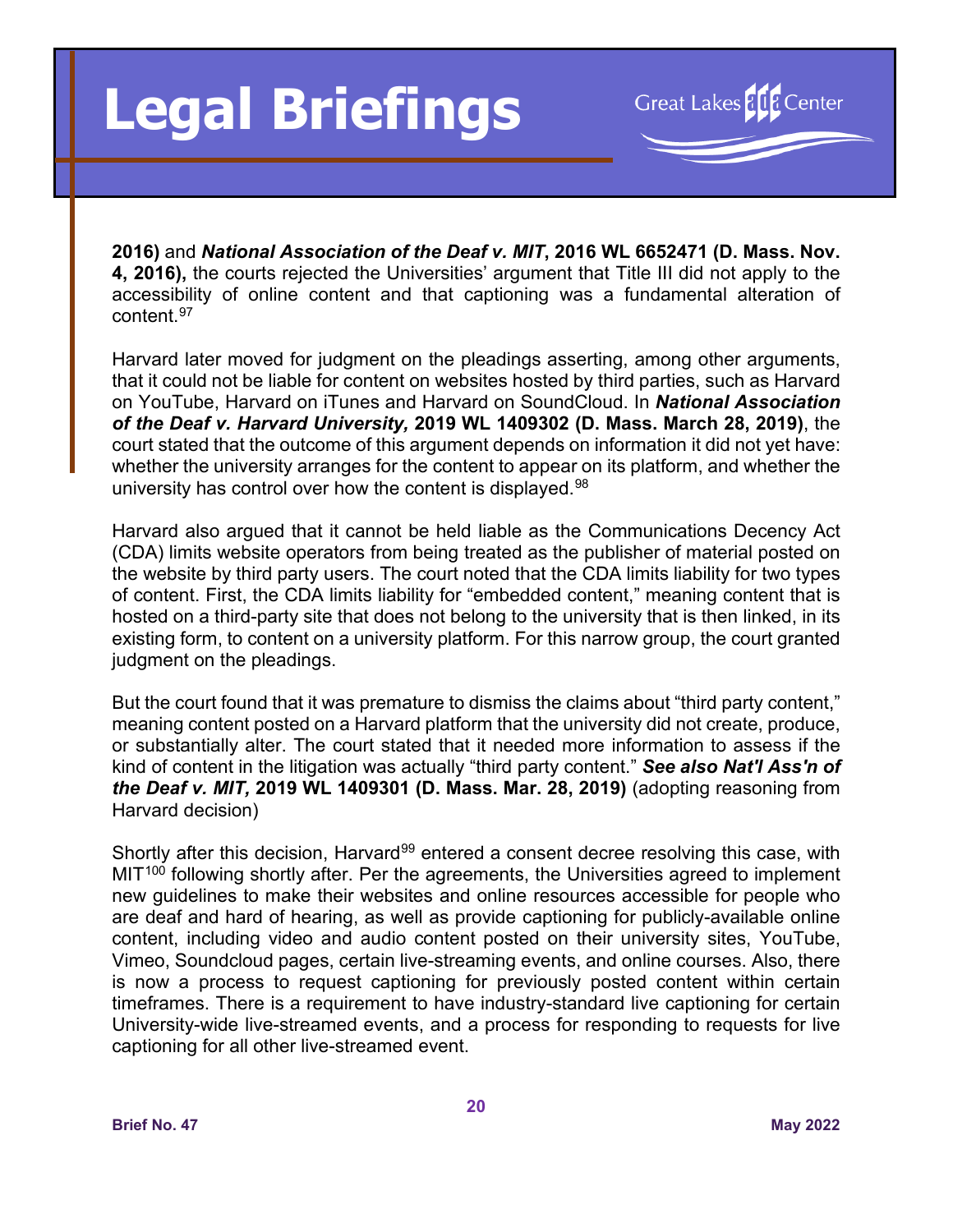**2016)** and ***National Association of the Deaf v. MIT*****, 2016 WL 6652471 (D. Mass. Nov. 4, 2016),** the courts rejected the Universities' argument that Title III did not apply to the accessibility of online content and that captioning was a fundamental alteration of content.[97]

Harvard later moved for judgment on the pleadings asserting, among other arguments, that it could not be liable for content on websites hosted by third parties, such as Harvard on YouTube, Harvard on iTunes and Harvard on SoundCloud. In ***National Association of the Deaf v. Harvard University,*** **2019 WL 1409302 (D. Mass. March 28, 2019)**, the court stated that the outcome of this argument depends on information it did not yet have: whether the university arranges for the content to appear on its platform, and whether the university has control over how the content is displayed.[98]

Harvard also argued that it cannot be held liable as the Communications Decency Act (CDA) limits website operators from being treated as the publisher of material posted on the website by third party users. The court noted that the CDA limits liability for two types of content. First, the CDA limits liability for "embedded content," meaning content that is hosted on a third-party site that does not belong to the university that is then linked, in its existing form, to content on a university platform. For this narrow group, the court granted judgment on the pleadings.

But the court found that it was premature to dismiss the claims about "third party content," meaning content posted on a Harvard platform that the university did not create, produce, or substantially alter. The court stated that it needed more information to assess if the kind of content in the litigation was actually "third party content." ***See also Nat'l Ass'n of the Deaf v. MIT,*** **2019 WL 1409301 (D. Mass. Mar. 28, 2019)** (adopting reasoning from Harvard decision)

Shortly after this decision, Harvard[99] entered a consent decree resolving this case, with MIT[100] following shortly after. Per the agreements, the Universities agreed to implement new guidelines to make their websites and online resources accessible for people who are deaf and hard of hearing, as well as provide captioning for publicly-available online content, including video and audio content posted on their university sites, YouTube, Vimeo, Soundcloud pages, certain live-streaming events, and online courses. Also, there is now a process to request captioning for previously posted content within certain timeframes. There is a requirement to have industry-standard live captioning for certain University-wide live-streamed events, and a process for responding to requests for live captioning for all other live-streamed event.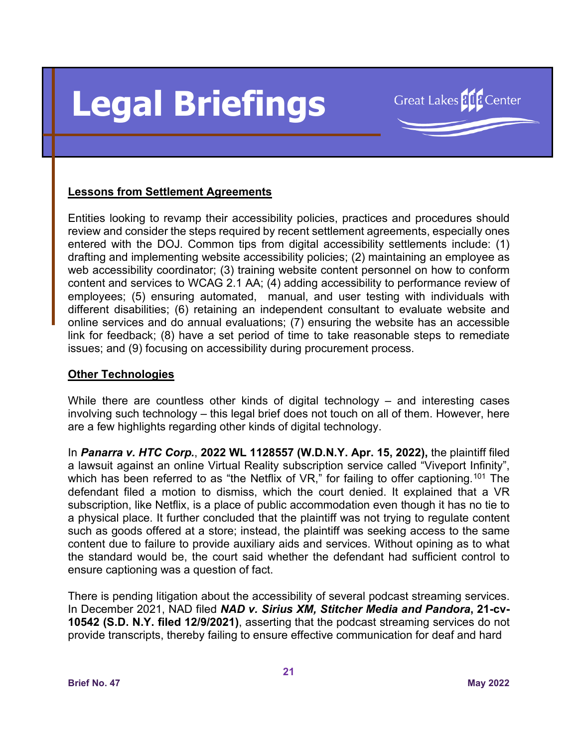## Lessons from Settlement Agreements

Entities looking to revamp their accessibility policies, practices and procedures should review and consider the steps required by recent settlement agreements, especially ones entered with the DOJ. Common tips from digital accessibility settlements include: (1) drafting and implementing website accessibility policies; (2) maintaining an employee as web accessibility coordinator; (3) training website content personnel on how to conform content and services to WCAG 2.1 AA; (4) adding accessibility to performance review of employees; (5) ensuring automated, manual, and user testing with individuals with different disabilities; (6) retaining an independent consultant to evaluate website and online services and do annual evaluations; (7) ensuring the website has an accessible link for feedback; (8) have a set period of time to take reasonable steps to remediate issues; and (9) focusing on accessibility during procurement process.

## Other Technologies

While there are countless other kinds of digital technology – and interesting cases involving such technology – this legal brief does not touch on all of them. However, here are a few highlights regarding other kinds of digital technology.

In ***Panarra v. HTC Corp.***, **2022 WL 1128557 (W.D.N.Y. Apr. 15, 2022),** the plaintiff filed a lawsuit against an online Virtual Reality subscription service called "Viveport Infinity", which has been referred to as "the Netflix of VR," for failing to offer captioning.[101] The defendant filed a motion to dismiss, which the court denied. It explained that a VR subscription, like Netflix, is a place of public accommodation even though it has no tie to a physical place. It further concluded that the plaintiff was not trying to regulate content such as goods offered at a store; instead, the plaintiff was seeking access to the same content due to failure to provide auxiliary aids and services. Without opining as to what the standard would be, the court said whether the defendant had sufficient control to ensure captioning was a question of fact.

There is pending litigation about the accessibility of several podcast streaming services. In December 2021, NAD filed ***NAD v. Sirius XM, Stitcher Media and Pandora*, 21-cv-10542 (S.D. N.Y. filed 12/9/2021)**, asserting that the podcast streaming services do not provide transcripts, thereby failing to ensure effective communication for deaf and hard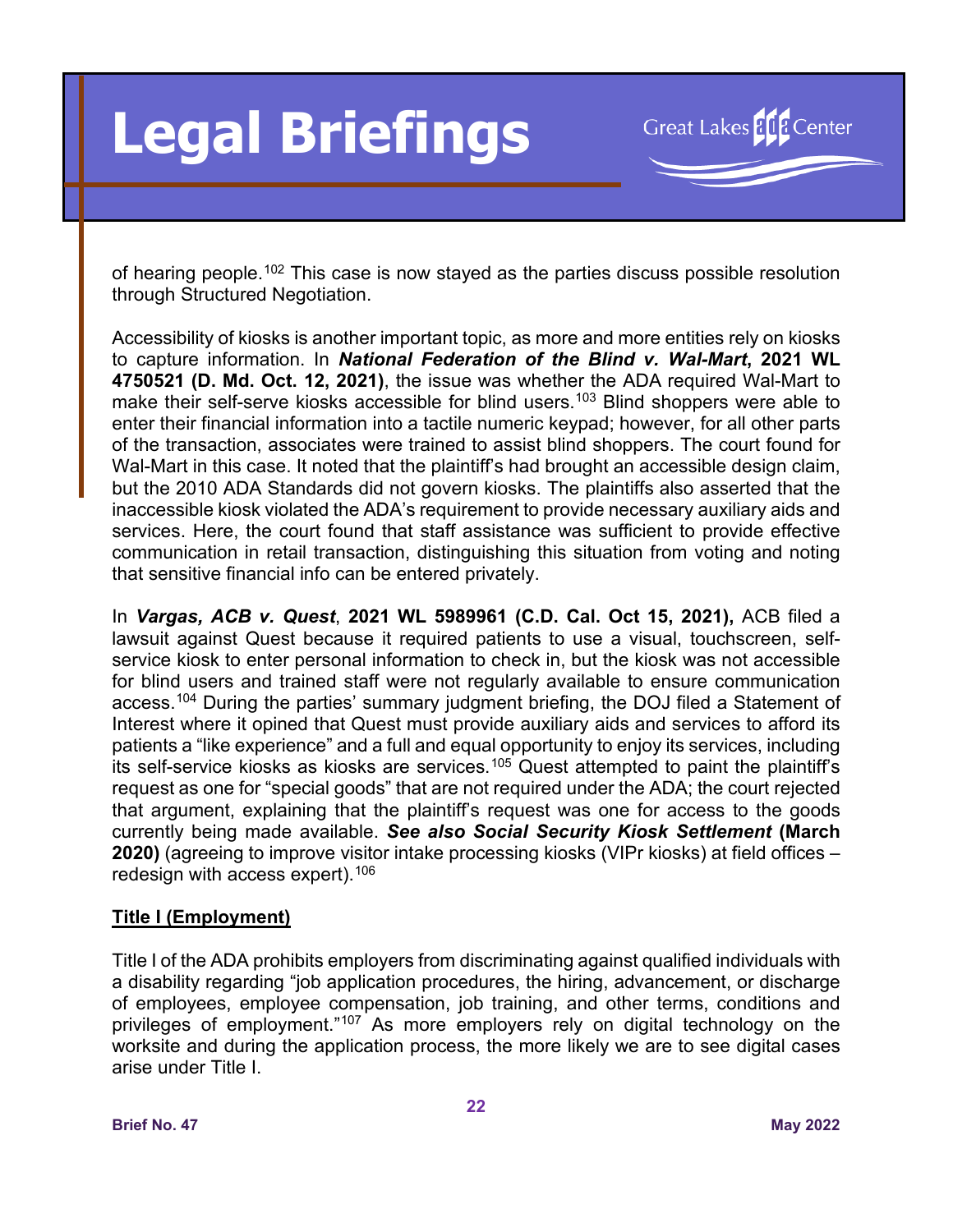of hearing people.[102] This case is now stayed as the parties discuss possible resolution through Structured Negotiation.

Accessibility of kiosks is another important topic, as more and more entities rely on kiosks to capture information. In ***National Federation of the Blind v. Wal-Mart*, 2021 WL 4750521 (D. Md. Oct. 12, 2021)**, the issue was whether the ADA required Wal-Mart to make their self-serve kiosks accessible for blind users.[103] Blind shoppers were able to enter their financial information into a tactile numeric keypad; however, for all other parts of the transaction, associates were trained to assist blind shoppers. The court found for Wal-Mart in this case. It noted that the plaintiff's had brought an accessible design claim, but the 2010 ADA Standards did not govern kiosks. The plaintiffs also asserted that the inaccessible kiosk violated the ADA's requirement to provide necessary auxiliary aids and services. Here, the court found that staff assistance was sufficient to provide effective communication in retail transaction, distinguishing this situation from voting and noting that sensitive financial info can be entered privately.

In ***Vargas, ACB v. Quest*, 2021 WL 5989961 (C.D. Cal. Oct 15, 2021),** ACB filed a lawsuit against Quest because it required patients to use a visual, touchscreen, self-service kiosk to enter personal information to check in, but the kiosk was not accessible for blind users and trained staff were not regularly available to ensure communication access.[104] During the parties' summary judgment briefing, the DOJ filed a Statement of Interest where it opined that Quest must provide auxiliary aids and services to afford its patients a "like experience" and a full and equal opportunity to enjoy its services, including its self-service kiosks as kiosks are services.[105] Quest attempted to paint the plaintiff's request as one for "special goods" that are not required under the ADA; the court rejected that argument, explaining that the plaintiff's request was one for access to the goods currently being made available. ***See also Social Security Kiosk Settlement* (March 2020)** (agreeing to improve visitor intake processing kiosks (VIPr kiosks) at field offices – redesign with access expert).[106]

## Title I (Employment)

Title I of the ADA prohibits employers from discriminating against qualified individuals with a disability regarding "job application procedures, the hiring, advancement, or discharge of employees, employee compensation, job training, and other terms, conditions and privileges of employment."[107] As more employers rely on digital technology on the worksite and during the application process, the more likely we are to see digital cases arise under Title I.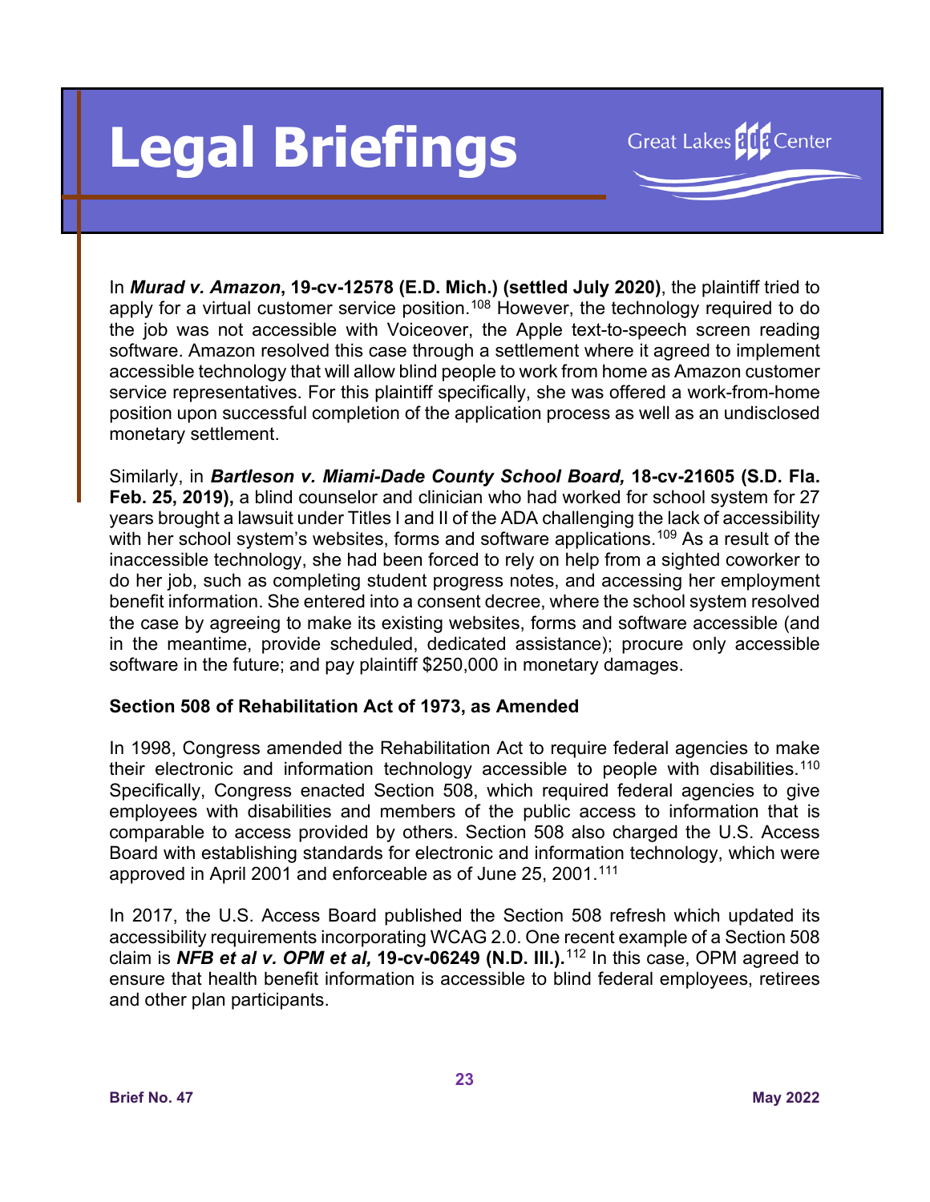In ***Murad v. Amazon*, 19-cv-12578 (E.D. Mich.) (settled July 2020)**, the plaintiff tried to apply for a virtual customer service position.[108] However, the technology required to do the job was not accessible with Voiceover, the Apple text-to-speech screen reading software. Amazon resolved this case through a settlement where it agreed to implement accessible technology that will allow blind people to work from home as Amazon customer service representatives. For this plaintiff specifically, she was offered a work-from-home position upon successful completion of the application process as well as an undisclosed monetary settlement.

Similarly, in ***Bartleson v. Miami-Dade County School Board,* 18-cv-21605 (S.D. Fla. Feb. 25, 2019),** a blind counselor and clinician who had worked for school system for 27 years brought a lawsuit under Titles I and II of the ADA challenging the lack of accessibility with her school system's websites, forms and software applications.[109] As a result of the inaccessible technology, she had been forced to rely on help from a sighted coworker to do her job, such as completing student progress notes, and accessing her employment benefit information. She entered into a consent decree, where the school system resolved the case by agreeing to make its existing websites, forms and software accessible (and in the meantime, provide scheduled, dedicated assistance); procure only accessible software in the future; and pay plaintiff $250,000 in monetary damages.

**Section 508 of Rehabilitation Act of 1973, as Amended**

In 1998, Congress amended the Rehabilitation Act to require federal agencies to make their electronic and information technology accessible to people with disabilities.[110] Specifically, Congress enacted Section 508, which required federal agencies to give employees with disabilities and members of the public access to information that is comparable to access provided by others. Section 508 also charged the U.S. Access Board with establishing standards for electronic and information technology, which were approved in April 2001 and enforceable as of June 25, 2001.[111]

In 2017, the U.S. Access Board published the Section 508 refresh which updated its accessibility requirements incorporating WCAG 2.0. One recent example of a Section 508 claim is ***NFB et al v. OPM et al,* 19-cv-06249 (N.D. Ill.).**[112] In this case, OPM agreed to ensure that health benefit information is accessible to blind federal employees, retirees and other plan participants.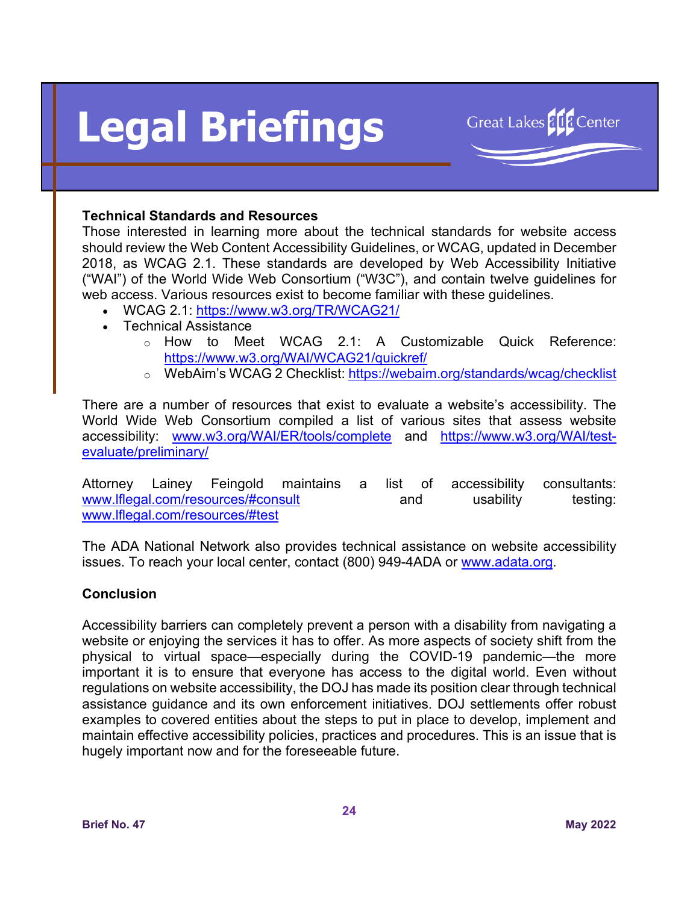### Technical Standards and Resources

Those interested in learning more about the technical standards for website access should review the Web Content Accessibility Guidelines, or WCAG, updated in December 2018, as WCAG 2.1. These standards are developed by Web Accessibility Initiative ("WAI") of the World Wide Web Consortium ("W3C"), and contain twelve guidelines for web access. Various resources exist to become familiar with these guidelines.

- WCAG 2.1: https://www.w3.org/TR/WCAG21/
- Technical Assistance
  - How to Meet WCAG 2.1: A Customizable Quick Reference: https://www.w3.org/WAI/WCAG21/quickref/
  - WebAim's WCAG 2 Checklist: https://webaim.org/standards/wcag/checklist

There are a number of resources that exist to evaluate a website's accessibility. The World Wide Web Consortium compiled a list of various sites that assess website accessibility: www.w3.org/WAI/ER/tools/complete and https://www.w3.org/WAI/test-evaluate/preliminary/

Attorney Lainey Feingold maintains a list of accessibility consultants: www.lflegal.com/resources/#consult and usability testing: www.lflegal.com/resources/#test

The ADA National Network also provides technical assistance on website accessibility issues. To reach your local center, contact (800) 949-4ADA or www.adata.org.

### Conclusion

Accessibility barriers can completely prevent a person with a disability from navigating a website or enjoying the services it has to offer. As more aspects of society shift from the physical to virtual space—especially during the COVID-19 pandemic—the more important it is to ensure that everyone has access to the digital world. Even without regulations on website accessibility, the DOJ has made its position clear through technical assistance guidance and its own enforcement initiatives. DOJ settlements offer robust examples to covered entities about the steps to put in place to develop, implement and maintain effective accessibility policies, practices and procedures. This is an issue that is hugely important now and for the foreseeable future.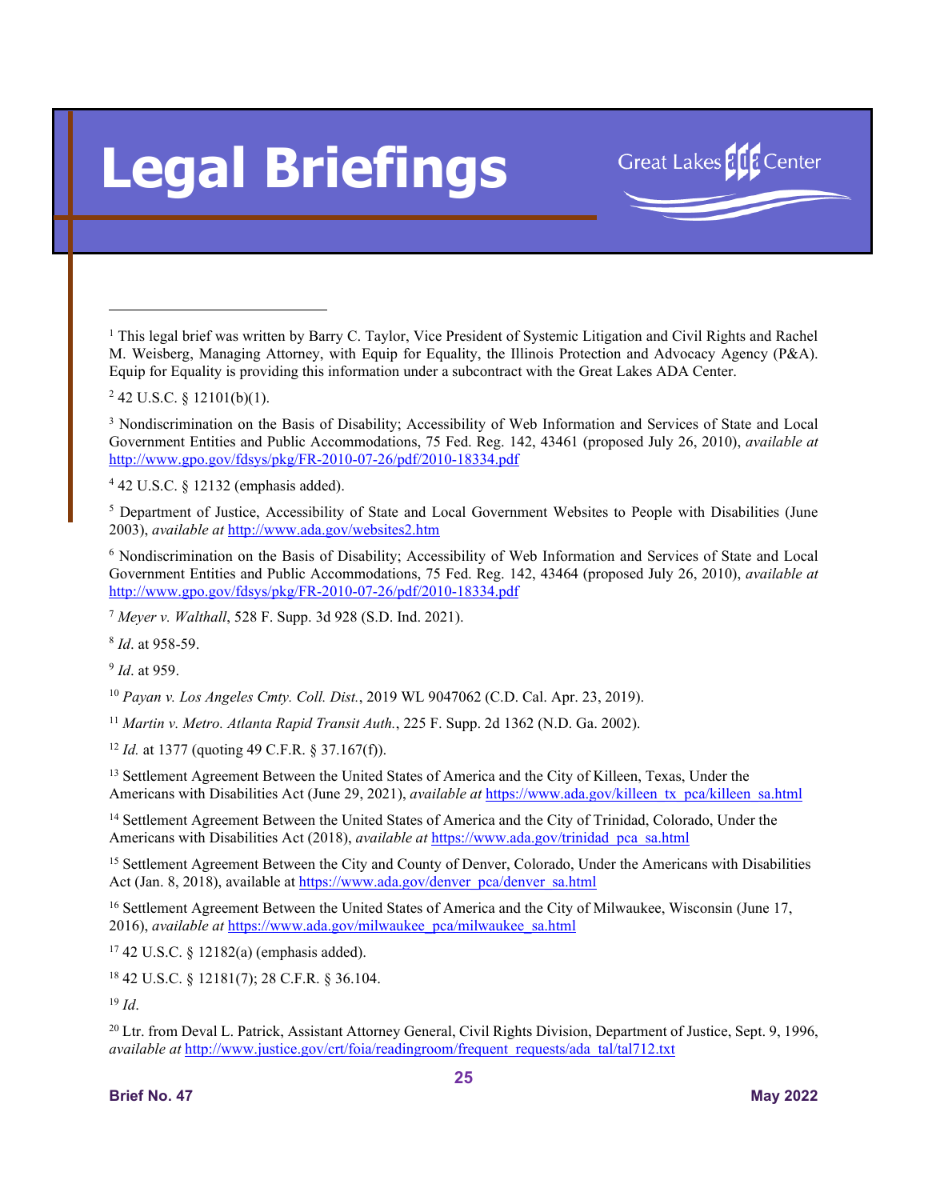[1] This legal brief was written by Barry C. Taylor, Vice President of Systemic Litigation and Civil Rights and Rachel M. Weisberg, Managing Attorney, with Equip for Equality, the Illinois Protection and Advocacy Agency (P&A). Equip for Equality is providing this information under a subcontract with the Great Lakes ADA Center.

[2] 42 U.S.C. § 12101(b)(1).

[3] Nondiscrimination on the Basis of Disability; Accessibility of Web Information and Services of State and Local Government Entities and Public Accommodations, 75 Fed. Reg. 142, 43461 (proposed July 26, 2010), *available at* http://www.gpo.gov/fdsys/pkg/FR-2010-07-26/pdf/2010-18334.pdf

[4] 42 U.S.C. § 12132 (emphasis added).

[5] Department of Justice, Accessibility of State and Local Government Websites to People with Disabilities (June 2003), *available at* http://www.ada.gov/websites2.htm

[6] Nondiscrimination on the Basis of Disability; Accessibility of Web Information and Services of State and Local Government Entities and Public Accommodations, 75 Fed. Reg. 142, 43464 (proposed July 26, 2010), *available at* http://www.gpo.gov/fdsys/pkg/FR-2010-07-26/pdf/2010-18334.pdf

[7] *Meyer v. Walthall*, 528 F. Supp. 3d 928 (S.D. Ind. 2021).

[8] *Id*. at 958-59.

[9] *Id*. at 959.

[10] *Payan v. Los Angeles Cmty. Coll. Dist.*, 2019 WL 9047062 (C.D. Cal. Apr. 23, 2019).

[11] *Martin v. Metro. Atlanta Rapid Transit Auth.*, 225 F. Supp. 2d 1362 (N.D. Ga. 2002).

[12] *Id.* at 1377 (quoting 49 C.F.R. § 37.167(f)).

[13] Settlement Agreement Between the United States of America and the City of Killeen, Texas, Under the Americans with Disabilities Act (June 29, 2021), *available at* https://www.ada.gov/killeen_tx_pca/killeen_sa.html

[14] Settlement Agreement Between the United States of America and the City of Trinidad, Colorado, Under the Americans with Disabilities Act (2018), *available at* https://www.ada.gov/trinidad_pca_sa.html

[15] Settlement Agreement Between the City and County of Denver, Colorado, Under the Americans with Disabilities Act (Jan. 8, 2018), available at https://www.ada.gov/denver_pca/denver_sa.html

[16] Settlement Agreement Between the United States of America and the City of Milwaukee, Wisconsin (June 17, 2016), *available at* https://www.ada.gov/milwaukee_pca/milwaukee_sa.html

[17] 42 U.S.C. § 12182(a) (emphasis added).

[18] 42 U.S.C. § 12181(7); 28 C.F.R. § 36.104.

[19] *Id*.

[20] Ltr. from Deval L. Patrick, Assistant Attorney General, Civil Rights Division, Department of Justice, Sept. 9, 1996, *available at* http://www.justice.gov/crt/foia/readingroom/frequent_requests/ada_tal/tal712.txt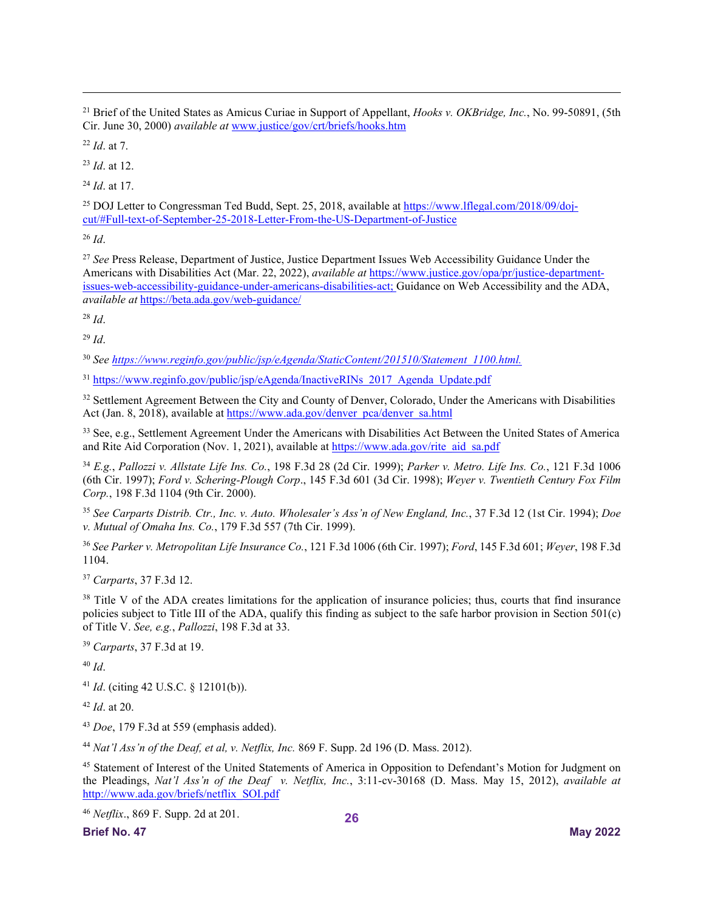[21] Brief of the United States as Amicus Curiae in Support of Appellant, *Hooks v. OKBridge, Inc.*, No. 99-50891, (5th Cir. June 30, 2000) *available at* www.justice/gov/crt/briefs/hooks.htm

[22] *Id*. at 7.

[23] *Id*. at 12.

[24] *Id*. at 17.

[25] DOJ Letter to Congressman Ted Budd, Sept. 25, 2018, available at https://www.lflegal.com/2018/09/doj-cut/#Full-text-of-September-25-2018-Letter-From-the-US-Department-of-Justice

[26] *Id*.

[27] *See* Press Release, Department of Justice, Justice Department Issues Web Accessibility Guidance Under the Americans with Disabilities Act (Mar. 22, 2022), *available at* https://www.justice.gov/opa/pr/justice-department-issues-web-accessibility-guidance-under-americans-disabilities-act; Guidance on Web Accessibility and the ADA, *available at* https://beta.ada.gov/web-guidance/

[28] *Id*.

[29] *Id*.

[30] *See https://www.reginfo.gov/public/jsp/eAgenda/StaticContent/201510/Statement_1100.html.*

[31] https://www.reginfo.gov/public/jsp/eAgenda/InactiveRINs_2017_Agenda_Update.pdf

[32] Settlement Agreement Between the City and County of Denver, Colorado, Under the Americans with Disabilities Act (Jan. 8, 2018), available at https://www.ada.gov/denver_pca/denver_sa.html

[33] See, e.g., Settlement Agreement Under the Americans with Disabilities Act Between the United States of America and Rite Aid Corporation (Nov. 1, 2021), available at https://www.ada.gov/rite_aid_sa.pdf

[34] *E.g.*, *Pallozzi v. Allstate Life Ins. Co.*, 198 F.3d 28 (2d Cir. 1999); *Parker v. Metro. Life Ins. Co.*, 121 F.3d 1006 (6th Cir. 1997); *Ford v. Schering-Plough Corp*., 145 F.3d 601 (3d Cir. 1998); *Weyer v. Twentieth Century Fox Film Corp.*, 198 F.3d 1104 (9th Cir. 2000).

[35] *See Carparts Distrib. Ctr., Inc. v. Auto. Wholesaler's Ass'n of New England, Inc.*, 37 F.3d 12 (1st Cir. 1994); *Doe v. Mutual of Omaha Ins. Co.*, 179 F.3d 557 (7th Cir. 1999).

[36] *See Parker v. Metropolitan Life Insurance Co.*, 121 F.3d 1006 (6th Cir. 1997); *Ford*, 145 F.3d 601; *Weyer*, 198 F.3d 1104.

[37] *Carparts*, 37 F.3d 12.

[38] Title V of the ADA creates limitations for the application of insurance policies; thus, courts that find insurance policies subject to Title III of the ADA, qualify this finding as subject to the safe harbor provision in Section 501(c) of Title V. *See, e.g.*, *Pallozzi*, 198 F.3d at 33.

[39] *Carparts*, 37 F.3d at 19.

[40] *Id*.

[41] *Id*. (citing 42 U.S.C. § 12101(b)).

[42] *Id*. at 20.

[43] *Doe*, 179 F.3d at 559 (emphasis added).

[44] *Nat'l Ass'n of the Deaf, et al, v. Netflix, Inc.* 869 F. Supp. 2d 196 (D. Mass. 2012).

[45] Statement of Interest of the United Statements of America in Opposition to Defendant's Motion for Judgment on the Pleadings, *Nat'l Ass'n of the Deaf v. Netflix, Inc.*, 3:11-cv-30168 (D. Mass. May 15, 2012), *available at* http://www.ada.gov/briefs/netflix_SOI.pdf

[46] *Netflix*., 869 F. Supp. 2d at 201.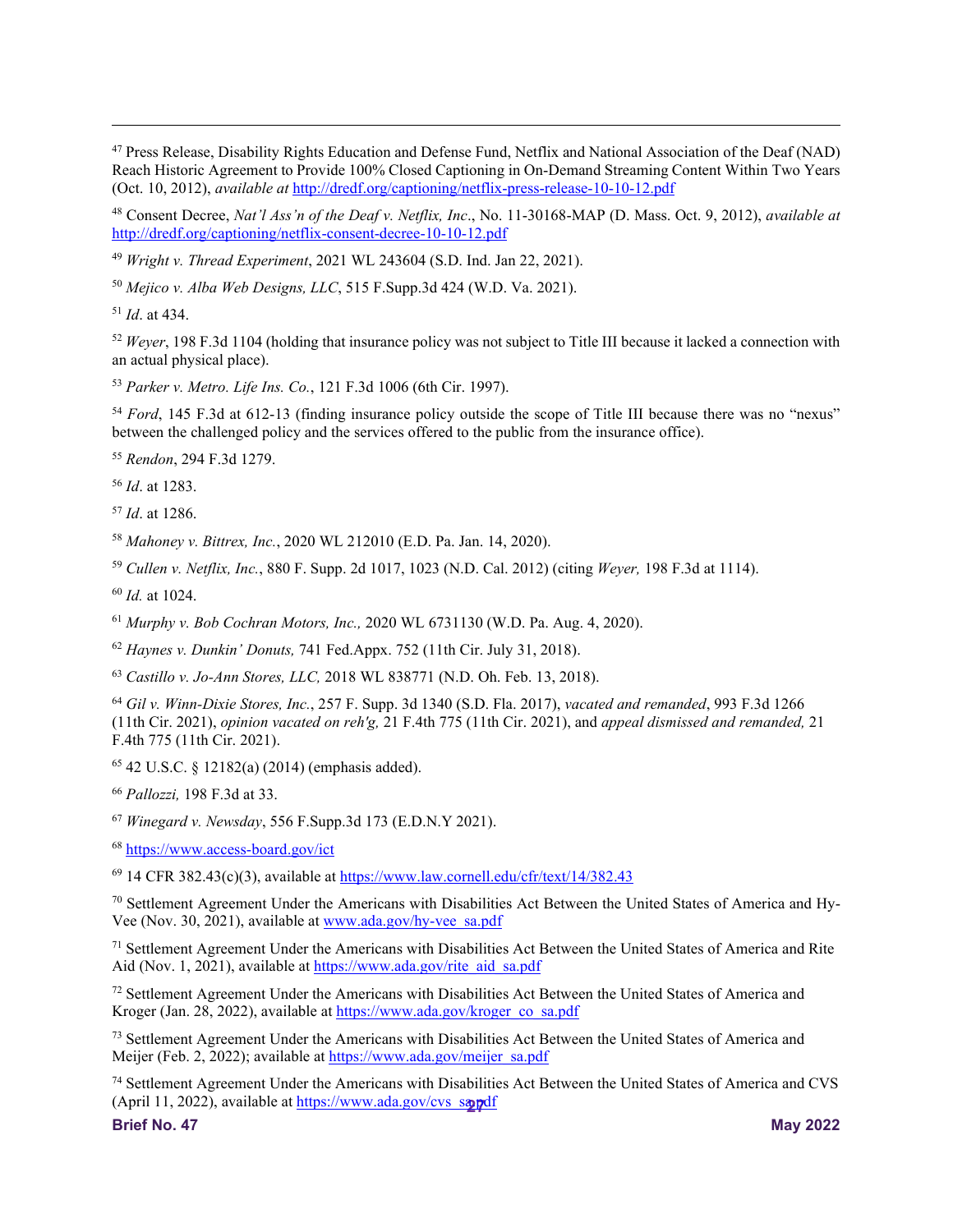[47] Press Release, Disability Rights Education and Defense Fund, Netflix and National Association of the Deaf (NAD) Reach Historic Agreement to Provide 100% Closed Captioning in On-Demand Streaming Content Within Two Years (Oct. 10, 2012), *available at* http://dredf.org/captioning/netflix-press-release-10-10-12.pdf

[48] Consent Decree, *Nat'l Ass'n of the Deaf v. Netflix, Inc*., No. 11-30168-MAP (D. Mass. Oct. 9, 2012), *available at* http://dredf.org/captioning/netflix-consent-decree-10-10-12.pdf

[49] *Wright v. Thread Experiment*, 2021 WL 243604 (S.D. Ind. Jan 22, 2021).

[50] *Mejico v. Alba Web Designs, LLC*, 515 F.Supp.3d 424 (W.D. Va. 2021).

[51] *Id*. at 434.

[52] *Weyer*, 198 F.3d 1104 (holding that insurance policy was not subject to Title III because it lacked a connection with an actual physical place).

[53] *Parker v. Metro. Life Ins. Co.*, 121 F.3d 1006 (6th Cir. 1997).

[54] *Ford*, 145 F.3d at 612-13 (finding insurance policy outside the scope of Title III because there was no "nexus" between the challenged policy and the services offered to the public from the insurance office).

[55] *Rendon*, 294 F.3d 1279.

[56] *Id*. at 1283.

[57] *Id*. at 1286.

[58] *Mahoney v. Bittrex, Inc.*, 2020 WL 212010 (E.D. Pa. Jan. 14, 2020).

[59] *Cullen v. Netflix, Inc.*, 880 F. Supp. 2d 1017, 1023 (N.D. Cal. 2012) (citing *Weyer,* 198 F.3d at 1114).

[60] *Id.* at 1024.

[61] *Murphy v. Bob Cochran Motors, Inc.,* 2020 WL 6731130 (W.D. Pa. Aug. 4, 2020).

[62] *Haynes v. Dunkin' Donuts,* 741 Fed.Appx. 752 (11th Cir. July 31, 2018).

[63] *Castillo v. Jo-Ann Stores, LLC,* 2018 WL 838771 (N.D. Oh. Feb. 13, 2018).

[64] *Gil v. Winn-Dixie Stores, Inc.*, 257 F. Supp. 3d 1340 (S.D. Fla. 2017), *vacated and remanded*, 993 F.3d 1266 (11th Cir. 2021), *opinion vacated on reh'g,* 21 F.4th 775 (11th Cir. 2021), and *appeal dismissed and remanded,* 21 F.4th 775 (11th Cir. 2021).

[65] 42 U.S.C. § 12182(a) (2014) (emphasis added).

[66] *Pallozzi,* 198 F.3d at 33.

[67] *Winegard v. Newsday*, 556 F.Supp.3d 173 (E.D.N.Y 2021).

[68] https://www.access-board.gov/ict

[69] 14 CFR 382.43(c)(3), available at https://www.law.cornell.edu/cfr/text/14/382.43

[70] Settlement Agreement Under the Americans with Disabilities Act Between the United States of America and Hy-Vee (Nov. 30, 2021), available at www.ada.gov/hy-vee_sa.pdf

[71] Settlement Agreement Under the Americans with Disabilities Act Between the United States of America and Rite Aid (Nov. 1, 2021), available at https://www.ada.gov/rite_aid_sa.pdf

[72] Settlement Agreement Under the Americans with Disabilities Act Between the United States of America and Kroger (Jan. 28, 2022), available at https://www.ada.gov/kroger_co_sa.pdf

[73] Settlement Agreement Under the Americans with Disabilities Act Between the United States of America and Meijer (Feb. 2, 2022); available at https://www.ada.gov/meijer_sa.pdf

[74] Settlement Agreement Under the Americans with Disabilities Act Between the United States of America and CVS (April 11, 2022), available at https://www.ada.gov/cvs_sa.pdf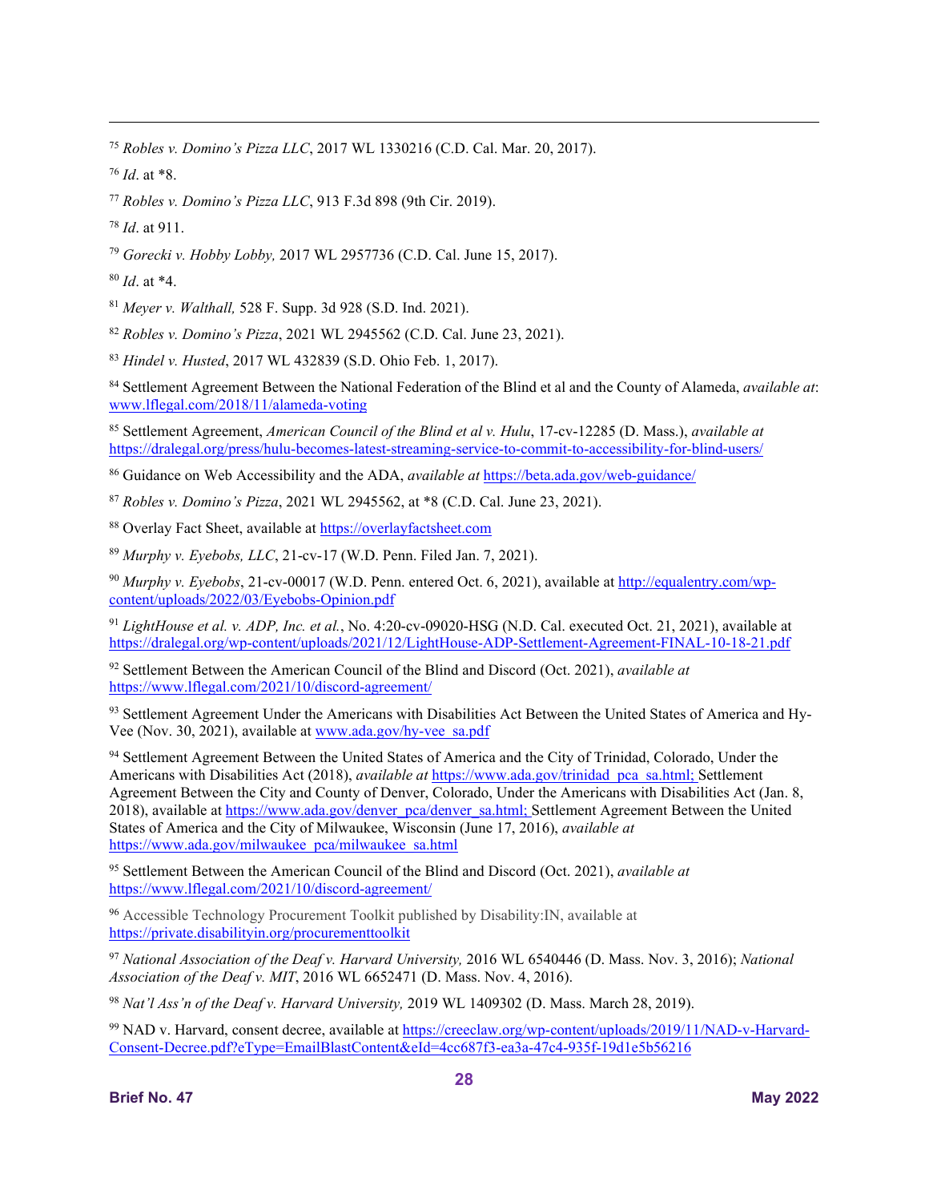[75] *Robles v. Domino's Pizza LLC*, 2017 WL 1330216 (C.D. Cal. Mar. 20, 2017).

[76] *Id*. at *8.

[77] *Robles v. Domino's Pizza LLC*, 913 F.3d 898 (9th Cir. 2019).

[78] *Id*. at 911.

[79] *Gorecki v. Hobby Lobby,* 2017 WL 2957736 (C.D. Cal. June 15, 2017).

[80] *Id*. at *4.

[81] *Meyer v. Walthall,* 528 F. Supp. 3d 928 (S.D. Ind. 2021).

[82] *Robles v. Domino's Pizza*, 2021 WL 2945562 (C.D. Cal. June 23, 2021).

[83] *Hindel v. Husted*, 2017 WL 432839 (S.D. Ohio Feb. 1, 2017).

[84] Settlement Agreement Between the National Federation of the Blind et al and the County of Alameda, *available at*: www.lflegal.com/2018/11/alameda-voting

[85] Settlement Agreement, *American Council of the Blind et al v. Hulu*, 17-cv-12285 (D. Mass.), *available at* https://dralegal.org/press/hulu-becomes-latest-streaming-service-to-commit-to-accessibility-for-blind-users/

[86] Guidance on Web Accessibility and the ADA, *available at* https://beta.ada.gov/web-guidance/

[87] *Robles v. Domino's Pizza*, 2021 WL 2945562, at *8 (C.D. Cal. June 23, 2021).

[88] Overlay Fact Sheet, available at https://overlayfactsheet.com

[89] *Murphy v. Eyebobs, LLC*, 21-cv-17 (W.D. Penn. Filed Jan. 7, 2021).

[90] *Murphy v. Eyebobs*, 21-cv-00017 (W.D. Penn. entered Oct. 6, 2021), available at http://equalentry.com/wp-content/uploads/2022/03/Eyebobs-Opinion.pdf

[91] *LightHouse et al. v. ADP, Inc. et al.*, No. 4:20-cv-09020-HSG (N.D. Cal. executed Oct. 21, 2021), available at https://dralegal.org/wp-content/uploads/2021/12/LightHouse-ADP-Settlement-Agreement-FINAL-10-18-21.pdf

[92] Settlement Between the American Council of the Blind and Discord (Oct. 2021), *available at* https://www.lflegal.com/2021/10/discord-agreement/

[93] Settlement Agreement Under the Americans with Disabilities Act Between the United States of America and Hy-Vee (Nov. 30, 2021), available at www.ada.gov/hy-vee_sa.pdf

[94] Settlement Agreement Between the United States of America and the City of Trinidad, Colorado, Under the Americans with Disabilities Act (2018), *available at* https://www.ada.gov/trinidad_pca_sa.html; Settlement Agreement Between the City and County of Denver, Colorado, Under the Americans with Disabilities Act (Jan. 8, 2018), available at https://www.ada.gov/denver_pca/denver_sa.html; Settlement Agreement Between the United States of America and the City of Milwaukee, Wisconsin (June 17, 2016), *available at* https://www.ada.gov/milwaukee_pca/milwaukee_sa.html

[95] Settlement Between the American Council of the Blind and Discord (Oct. 2021), *available at* https://www.lflegal.com/2021/10/discord-agreement/

[96] Accessible Technology Procurement Toolkit published by Disability:IN, available at https://private.disabilityin.org/procurementtoolkit

[97] *National Association of the Deaf v. Harvard University,* 2016 WL 6540446 (D. Mass. Nov. 3, 2016); *National Association of the Deaf v. MIT*, 2016 WL 6652471 (D. Mass. Nov. 4, 2016).

[98] *Nat'l Ass'n of the Deaf v. Harvard University,* 2019 WL 1409302 (D. Mass. March 28, 2019).

[99] NAD v. Harvard, consent decree, available at https://creeclaw.org/wp-content/uploads/2019/11/NAD-v-Harvard-Consent-Decree.pdf?eType=EmailBlastContent&eId=4cc687f3-ea3a-47c4-935f-19d1e5b56216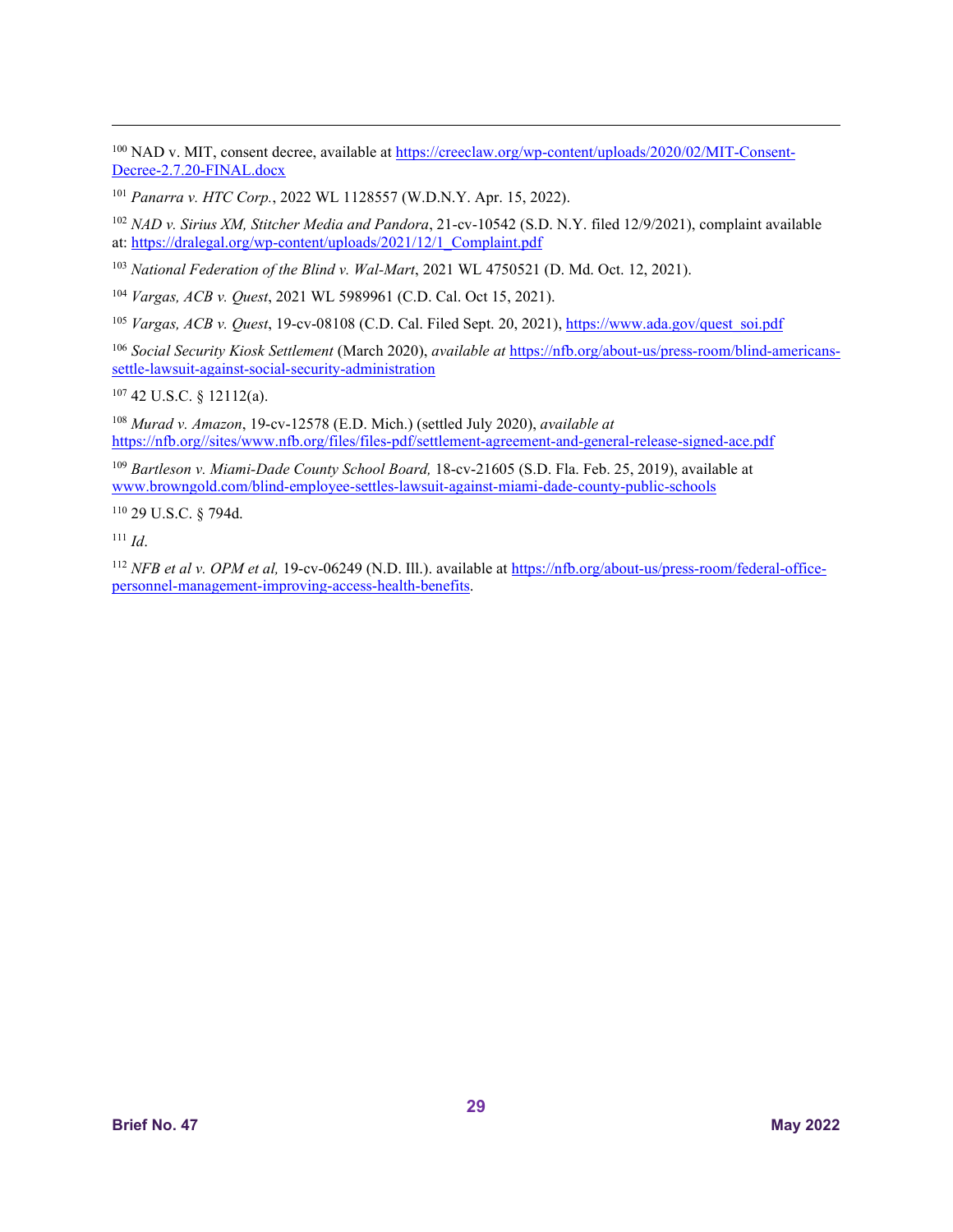[100] NAD v. MIT, consent decree, available at https://creeclaw.org/wp-content/uploads/2020/02/MIT-Consent-Decree-2.7.20-FINAL.docx

[101] *Panarra v. HTC Corp.*, 2022 WL 1128557 (W.D.N.Y. Apr. 15, 2022).

[102] *NAD v. Sirius XM, Stitcher Media and Pandora*, 21-cv-10542 (S.D. N.Y. filed 12/9/2021), complaint available at: https://dralegal.org/wp-content/uploads/2021/12/1_Complaint.pdf

[103] *National Federation of the Blind v. Wal-Mart*, 2021 WL 4750521 (D. Md. Oct. 12, 2021).

[104] *Vargas, ACB v. Quest*, 2021 WL 5989961 (C.D. Cal. Oct 15, 2021).

[105] *Vargas, ACB v. Quest*, 19-cv-08108 (C.D. Cal. Filed Sept. 20, 2021), https://www.ada.gov/quest_soi.pdf

[106] *Social Security Kiosk Settlement* (March 2020), *available at* https://nfb.org/about-us/press-room/blind-americans-settle-lawsuit-against-social-security-administration

[107] 42 U.S.C. § 12112(a).

[108] *Murad v. Amazon*, 19-cv-12578 (E.D. Mich.) (settled July 2020), *available at* https://nfb.org//sites/www.nfb.org/files/files-pdf/settlement-agreement-and-general-release-signed-ace.pdf

[109] *Bartleson v. Miami-Dade County School Board,* 18-cv-21605 (S.D. Fla. Feb. 25, 2019), available at www.browngold.com/blind-employee-settles-lawsuit-against-miami-dade-county-public-schools

[110] 29 U.S.C. § 794d.

[111] *Id*.

[112] *NFB et al v. OPM et al,* 19-cv-06249 (N.D. Ill.). available at https://nfb.org/about-us/press-room/federal-office-personnel-management-improving-access-health-benefits.